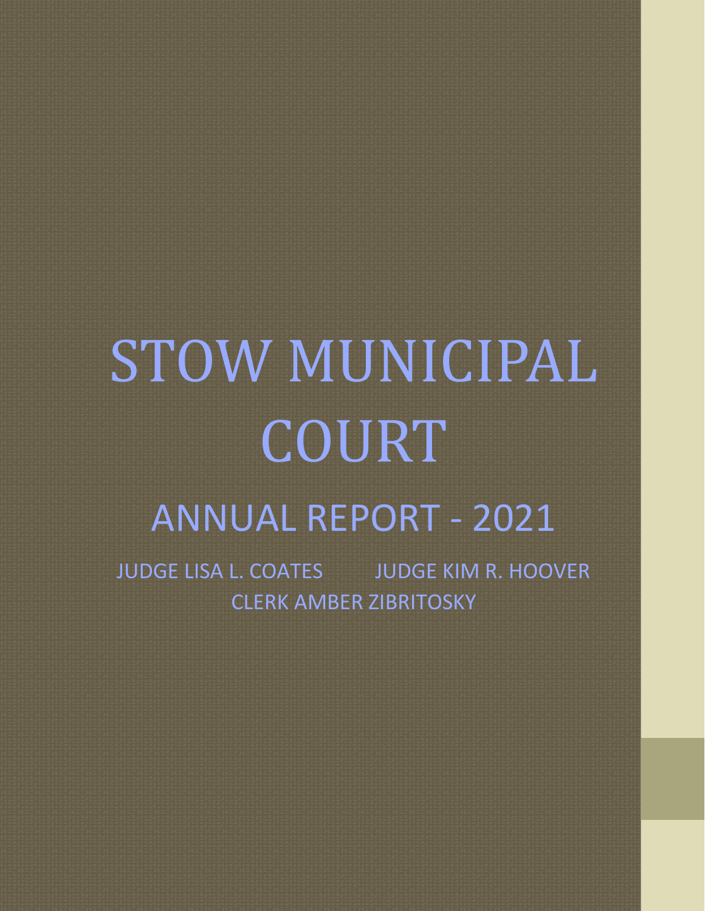# STOW MUNICIPAL COURT

## ANNUAL REPORT - 2021

JUDGE LISA L. COATES JUDGE KIM R. HOOVER

CLERK AMBER ZIBRITOSKY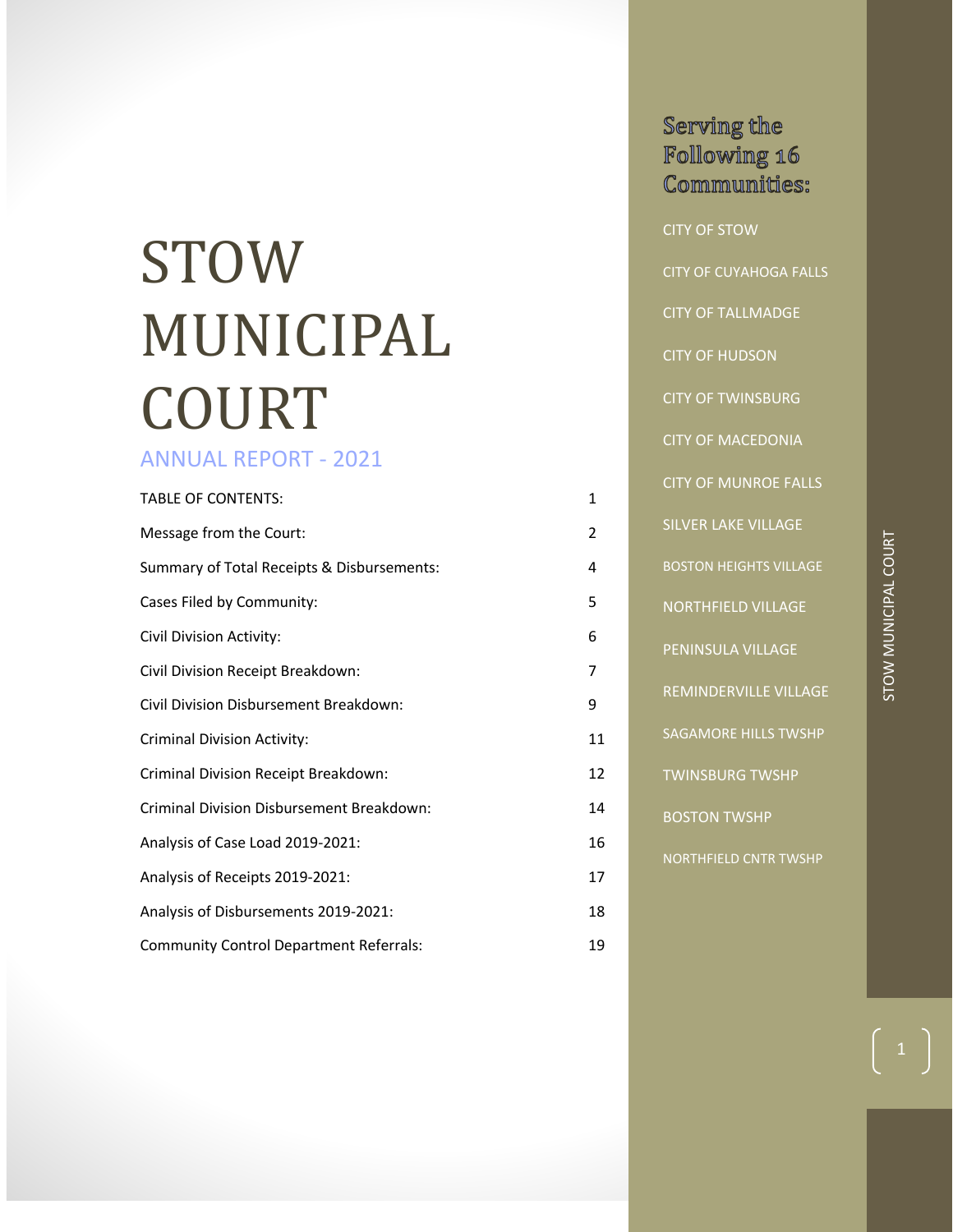# STOW MUNICIPAL COURT

## ANNUAL REPORT - 2021

| TABLE OF CONTENTS: | 1 |
|---|---|
| Message from the Court: | 2 |
| Summary of Total Receipts & Disbursements: | 4 |
| Cases Filed by Community: | 5 |
| Civil Division Activity: | 6 |
| Civil Division Receipt Breakdown: | 7 |
| Civil Division Disbursement Breakdown: | 9 |
| Criminal Division Activity: | 11 |
| Criminal Division Receipt Breakdown: | 12 |
| Criminal Division Disbursement Breakdown: | 14 |
| Analysis of Case Load 2019-2021: | 16 |
| Analysis of Receipts 2019-2021: | 17 |
| Analysis of Disbursements 2019-2021: | 18 |
| Community Control Department Referrals: | 19 |

### Serving the Following 16 Communities:

CITY OF STOW

CITY OF CUYAHOGA FALLS

CITY OF TALLMADGE

CITY OF HUDSON

CITY OF TWINSBURG

CITY OF MACEDONIA

CITY OF MUNROE FALLS

SILVER LAKE VILLAGE

BOSTON HEIGHTS VILLAGE

NORTHFIELD VILLAGE

PENINSULA VILLAGE

REMINDERVILLE VILLAGE

SAGAMORE HILLS TWSHP

TWINSBURG TWSHP

BOSTON TWSHP

NORTHFIELD CNTR TWSHP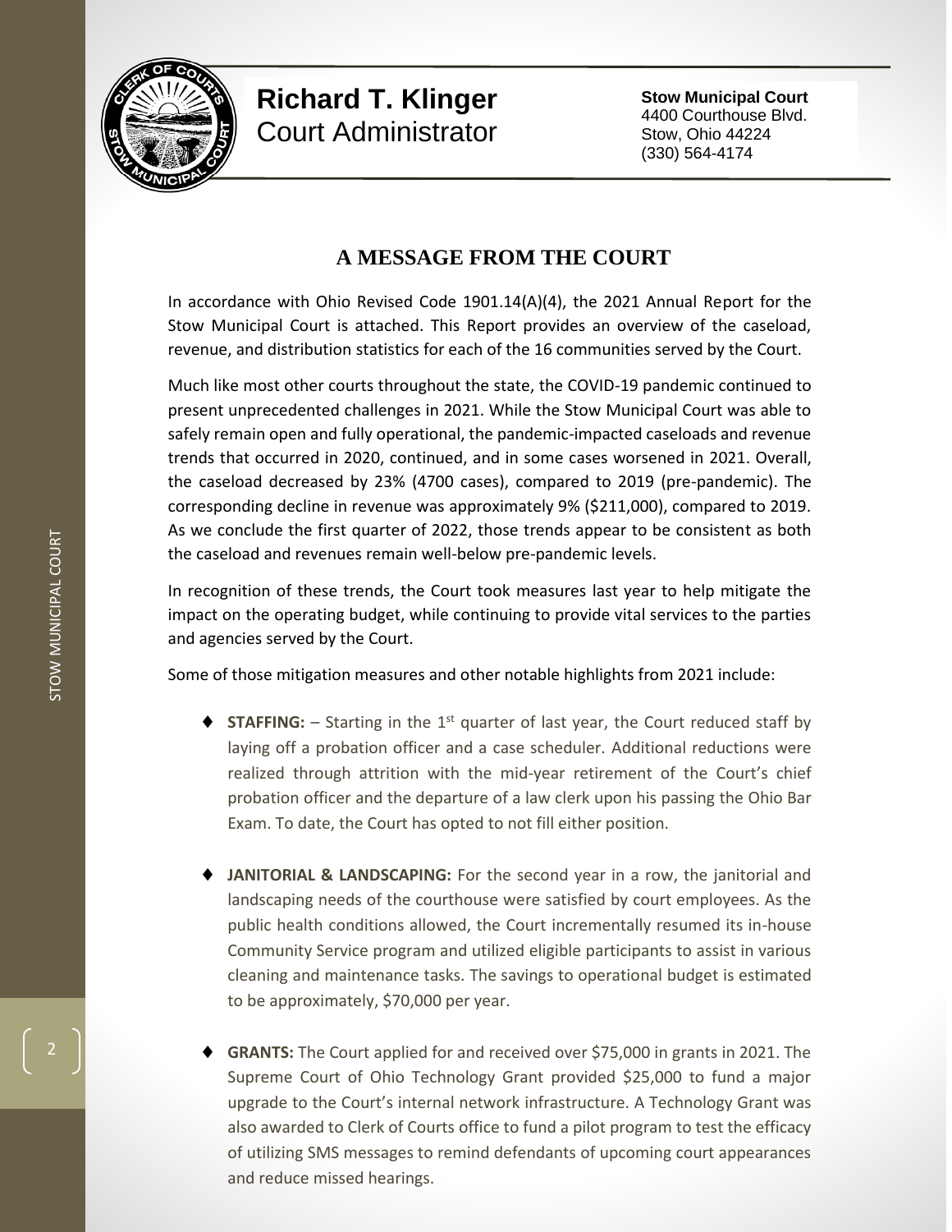# Richard T. Klinger
Court Administrator

**Stow Municipal Court**
4400 Courthouse Blvd.
Stow, Ohio 44224
(330) 564-4174

## A MESSAGE FROM THE COURT

In accordance with Ohio Revised Code 1901.14(A)(4), the 2021 Annual Report for the Stow Municipal Court is attached. This Report provides an overview of the caseload, revenue, and distribution statistics for each of the 16 communities served by the Court.

Much like most other courts throughout the state, the COVID-19 pandemic continued to present unprecedented challenges in 2021. While the Stow Municipal Court was able to safely remain open and fully operational, the pandemic-impacted caseloads and revenue trends that occurred in 2020, continued, and in some cases worsened in 2021. Overall, the caseload decreased by 23% (4700 cases), compared to 2019 (pre-pandemic). The corresponding decline in revenue was approximately 9% ($211,000), compared to 2019. As we conclude the first quarter of 2022, those trends appear to be consistent as both the caseload and revenues remain well-below pre-pandemic levels.

In recognition of these trends, the Court took measures last year to help mitigate the impact on the operating budget, while continuing to provide vital services to the parties and agencies served by the Court.

Some of those mitigation measures and other notable highlights from 2021 include:

- **STAFFING:** – Starting in the 1st quarter of last year, the Court reduced staff by laying off a probation officer and a case scheduler. Additional reductions were realized through attrition with the mid-year retirement of the Court's chief probation officer and the departure of a law clerk upon his passing the Ohio Bar Exam. To date, the Court has opted to not fill either position.

- **JANITORIAL & LANDSCAPING:** For the second year in a row, the janitorial and landscaping needs of the courthouse were satisfied by court employees. As the public health conditions allowed, the Court incrementally resumed its in-house Community Service program and utilized eligible participants to assist in various cleaning and maintenance tasks. The savings to operational budget is estimated to be approximately, $70,000 per year.

- **GRANTS:** The Court applied for and received over $75,000 in grants in 2021. The Supreme Court of Ohio Technology Grant provided $25,000 to fund a major upgrade to the Court's internal network infrastructure. A Technology Grant was also awarded to Clerk of Courts office to fund a pilot program to test the efficacy of utilizing SMS messages to remind defendants of upcoming court appearances and reduce missed hearings.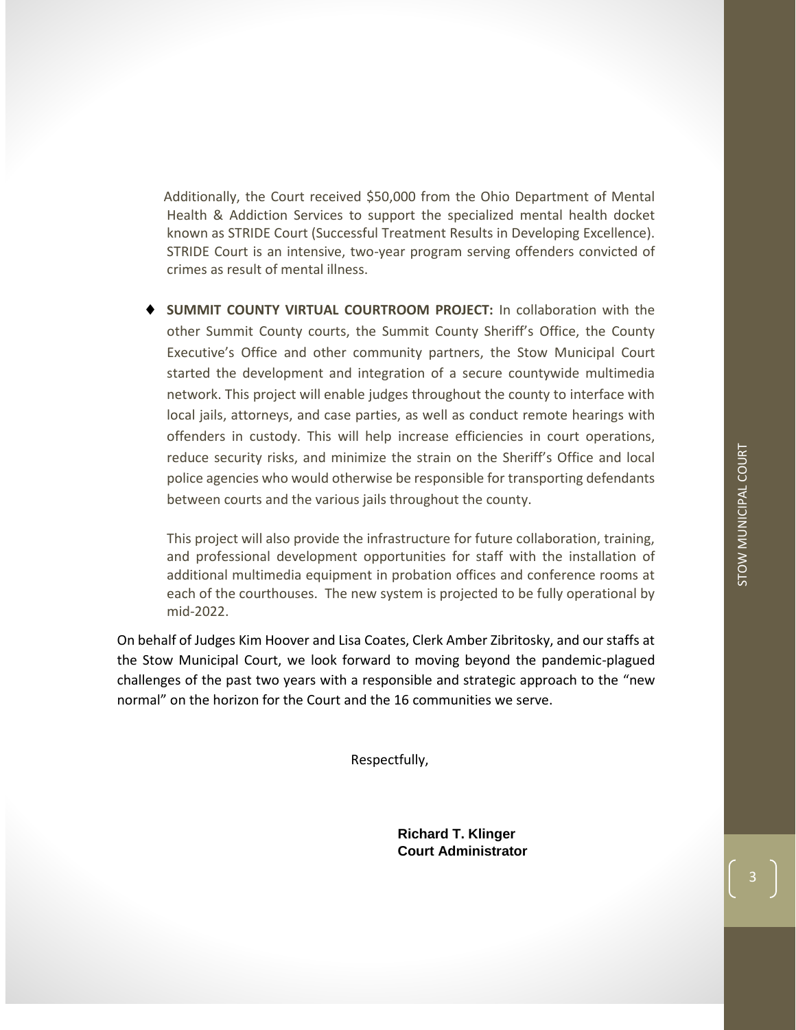Additionally, the Court received $50,000 from the Ohio Department of Mental Health & Addiction Services to support the specialized mental health docket known as STRIDE Court (Successful Treatment Results in Developing Excellence). STRIDE Court is an intensive, two-year program serving offenders convicted of crimes as result of mental illness.

- **SUMMIT COUNTY VIRTUAL COURTROOM PROJECT:** In collaboration with the other Summit County courts, the Summit County Sheriff's Office, the County Executive's Office and other community partners, the Stow Municipal Court started the development and integration of a secure countywide multimedia network. This project will enable judges throughout the county to interface with local jails, attorneys, and case parties, as well as conduct remote hearings with offenders in custody. This will help increase efficiencies in court operations, reduce security risks, and minimize the strain on the Sheriff's Office and local police agencies who would otherwise be responsible for transporting defendants between courts and the various jails throughout the county.

  This project will also provide the infrastructure for future collaboration, training, and professional development opportunities for staff with the installation of additional multimedia equipment in probation offices and conference rooms at each of the courthouses. The new system is projected to be fully operational by mid-2022.

On behalf of Judges Kim Hoover and Lisa Coates, Clerk Amber Zibritosky, and our staffs at the Stow Municipal Court, we look forward to moving beyond the pandemic-plagued challenges of the past two years with a responsible and strategic approach to the "new normal" on the horizon for the Court and the 16 communities we serve.

Respectfully,

**Richard T. Klinger**
**Court Administrator**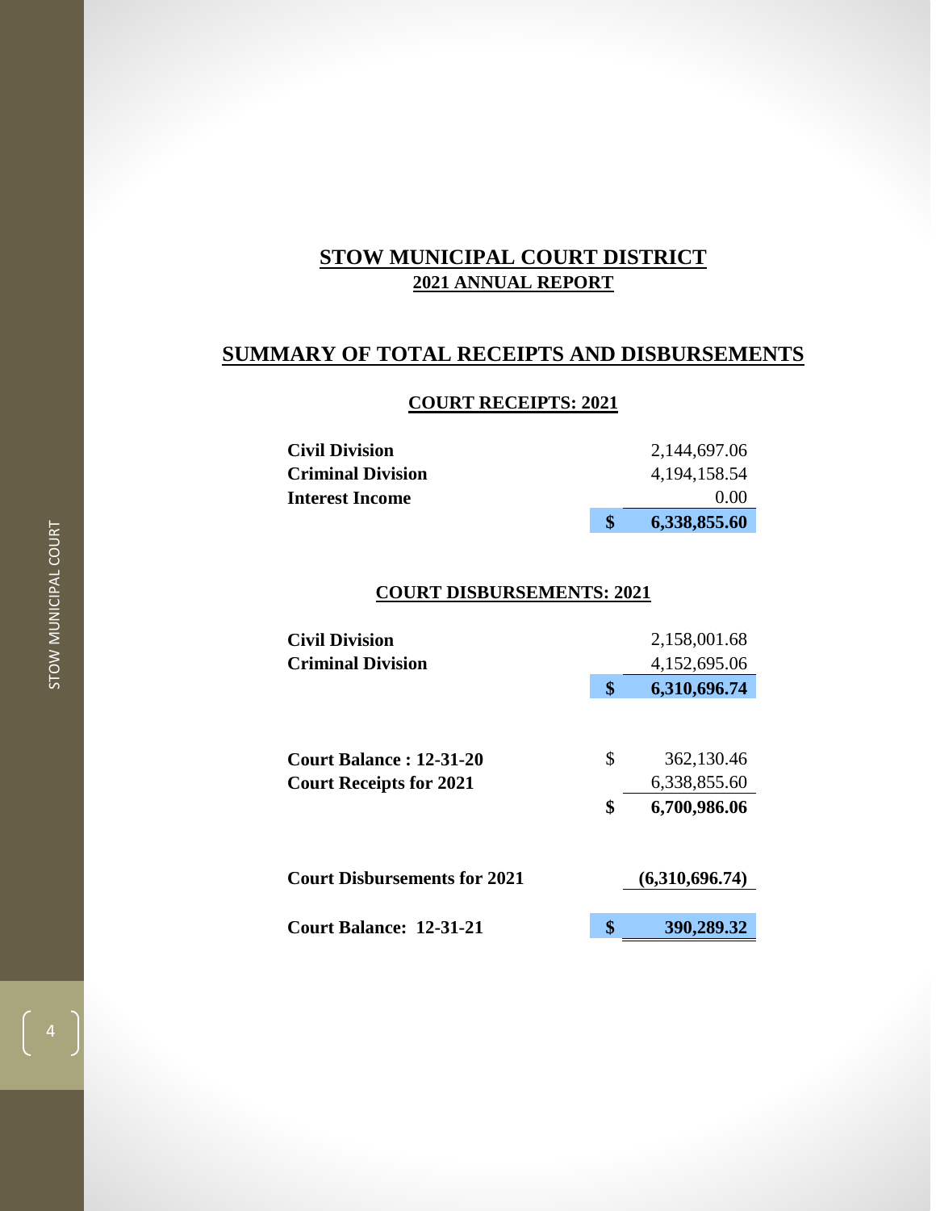# STOW MUNICIPAL COURT DISTRICT

## 2021 ANNUAL REPORT

## SUMMARY OF TOTAL RECEIPTS AND DISBURSEMENTS

### COURT RECEIPTS: 2021

| | | |
|---|---|---|
| **Civil Division** | | 2,144,697.06 |
| **Criminal Division** | | 4,194,158.54 |
| **Interest Income** | | 0.00 |
| | **$** | **6,338,855.60** |

### COURT DISBURSEMENTS: 2021

| | | |
|---|---|---|
| **Civil Division** | | 2,158,001.68 |
| **Criminal Division** | | 4,152,695.06 |
| | **$** | **6,310,696.74** |

| | | |
|---|---|---|
| **Court Balance : 12-31-20** | $ | 362,130.46 |
| **Court Receipts for 2021** | | 6,338,855.60 |
| | **$** | **6,700,986.06** |
| **Court Disbursements for 2021** | | **(6,310,696.74)** |
| **Court Balance: 12-31-21** | **$** | **390,289.32** |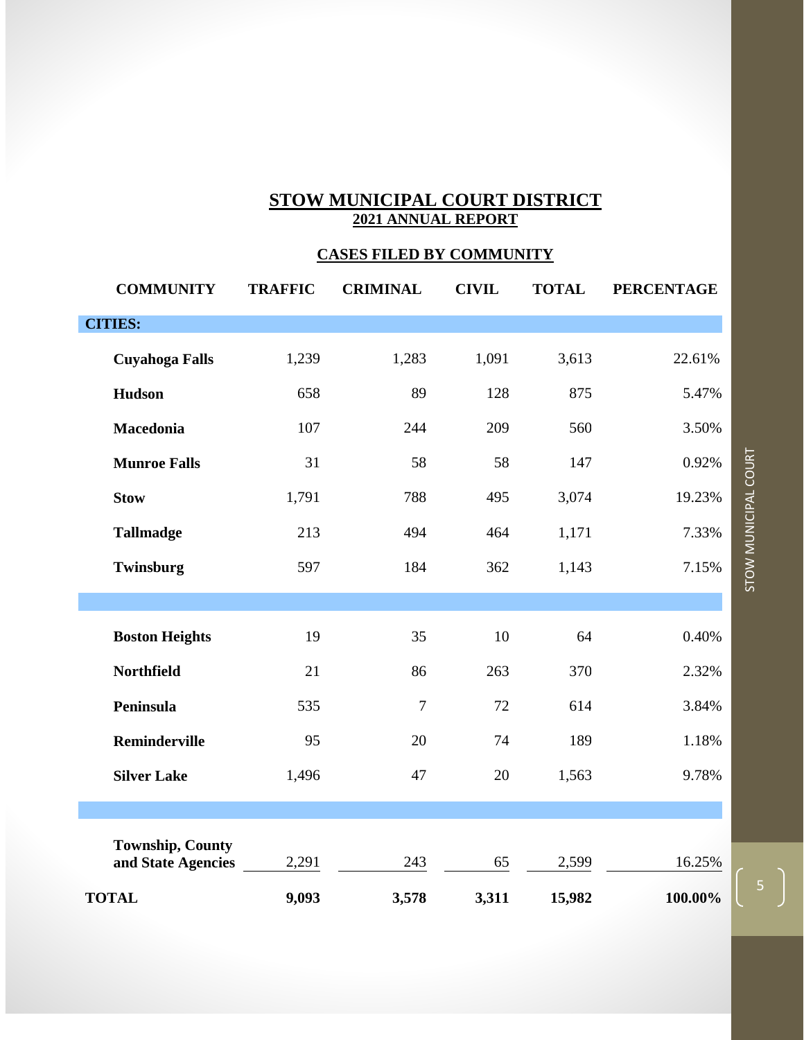# STOW MUNICIPAL COURT DISTRICT

## 2021 ANNUAL REPORT

### CASES FILED BY COMMUNITY

| COMMUNITY | TRAFFIC | CRIMINAL | CIVIL | TOTAL | PERCENTAGE |
|---|---|---|---|---|---|
| **CITIES:** | | | | | |
| **Cuyahoga Falls** | 1,239 | 1,283 | 1,091 | 3,613 | 22.61% |
| **Hudson** | 658 | 89 | 128 | 875 | 5.47% |
| **Macedonia** | 107 | 244 | 209 | 560 | 3.50% |
| **Munroe Falls** | 31 | 58 | 58 | 147 | 0.92% |
| **Stow** | 1,791 | 788 | 495 | 3,074 | 19.23% |
| **Tallmadge** | 213 | 494 | 464 | 1,171 | 7.33% |
| **Twinsburg** | 597 | 184 | 362 | 1,143 | 7.15% |
| | | | | | |
| **Boston Heights** | 19 | 35 | 10 | 64 | 0.40% |
| **Northfield** | 21 | 86 | 263 | 370 | 2.32% |
| **Peninsula** | 535 | 7 | 72 | 614 | 3.84% |
| **Reminderville** | 95 | 20 | 74 | 189 | 1.18% |
| **Silver Lake** | 1,496 | 47 | 20 | 1,563 | 9.78% |
| | | | | | |
| **Township, County and State Agencies** | 2,291 | 243 | 65 | 2,599 | 16.25% |
| **TOTAL** | **9,093** | **3,578** | **3,311** | **15,982** | **100.00%** |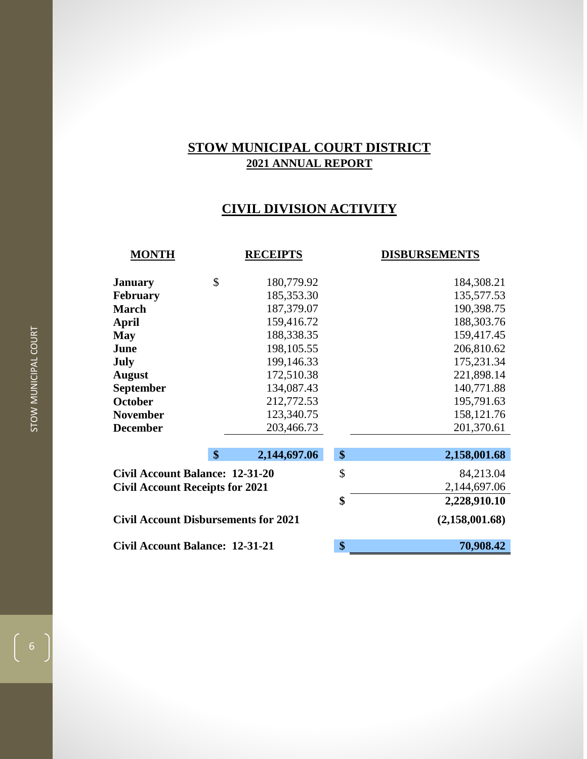# STOW MUNICIPAL COURT DISTRICT

## 2021 ANNUAL REPORT

## CIVIL DIVISION ACTIVITY

| MONTH | RECEIPTS | DISBURSEMENTS |
|---|---|---|
| **January** | $ 180,779.92 | 184,308.21 |
| **February** | 185,353.30 | 135,577.53 |
| **March** | 187,379.07 | 190,398.75 |
| **April** | 159,416.72 | 188,303.76 |
| **May** | 188,338.35 | 159,417.45 |
| **June** | 198,105.55 | 206,810.62 |
| **July** | 199,146.33 | 175,231.34 |
| **August** | 172,510.38 | 221,898.14 |
| **September** | 134,087.43 | 140,771.88 |
| **October** | 212,772.53 | 195,791.63 |
| **November** | 123,340.75 | 158,121.76 |
| **December** | 203,466.73 | 201,370.61 |
| | **$ 2,144,697.06** | **$ 2,158,001.68** |

| | |
|---|---|
| **Civil Account Balance: 12-31-20** | $ 84,213.04 |
| **Civil Account Receipts for 2021** | 2,144,697.06 |
| | **$ 2,228,910.10** |
| **Civil Account Disbursements for 2021** | **(2,158,001.68)** |
| **Civil Account Balance: 12-31-21** | **$ 70,908.42** |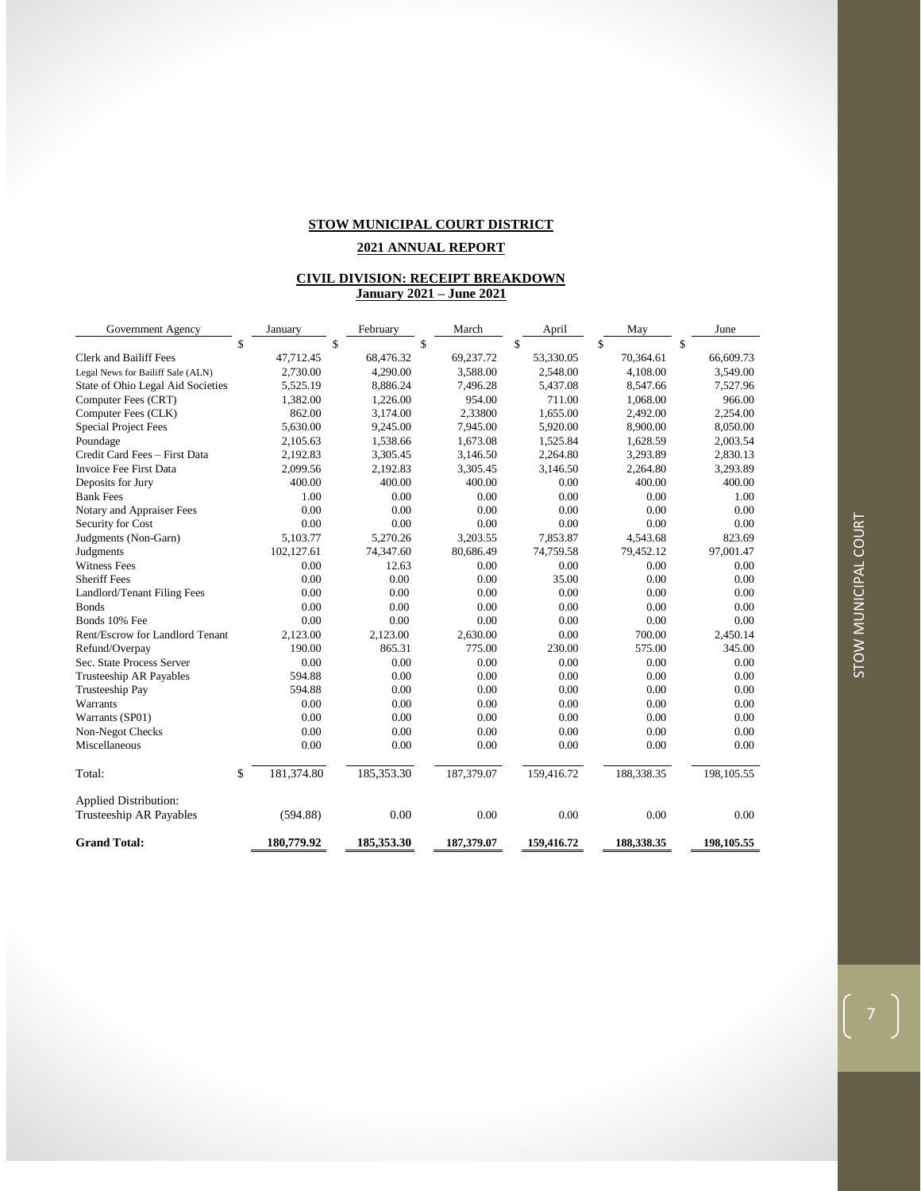**STOW MUNICIPAL COURT DISTRICT**

**2021 ANNUAL REPORT**

**CIVIL DIVISION: RECEIPT BREAKDOWN**
**January 2021 – June 2021**

| Government Agency | January | February | March | April | May | June |
|---|---|---|---|---|---|---|
| | $ | $ | $ | $ | $ | $ |
| Clerk and Bailiff Fees | 47,712.45 | 68,476.32 | 69,237.72 | 53,330.05 | 70,364.61 | 66,609.73 |
| Legal News for Bailiff Sale (ALN) | 2,730.00 | 4,290.00 | 3,588.00 | 2,548.00 | 4,108.00 | 3,549.00 |
| State of Ohio Legal Aid Societies | 5,525.19 | 8,886.24 | 7,496.28 | 5,437.08 | 8,547.66 | 7,527.96 |
| Computer Fees (CRT) | 1,382.00 | 1,226.00 | 954.00 | 711.00 | 1,068.00 | 966.00 |
| Computer Fees (CLK) | 862.00 | 3,174.00 | 2,33800 | 1,655.00 | 2,492.00 | 2,254.00 |
| Special Project Fees | 5,630.00 | 9,245.00 | 7,945.00 | 5,920.00 | 8,900.00 | 8,050.00 |
| Poundage | 2,105.63 | 1,538.66 | 1,673.08 | 1,525.84 | 1,628.59 | 2,003.54 |
| Credit Card Fees – First Data | 2,192.83 | 3,305.45 | 3,146.50 | 2,264.80 | 3,293.89 | 2,830.13 |
| Invoice Fee First Data | 2,099.56 | 2,192.83 | 3,305.45 | 3,146.50 | 2,264.80 | 3,293.89 |
| Deposits for Jury | 400.00 | 400.00 | 400.00 | 0.00 | 400.00 | 400.00 |
| Bank Fees | 1.00 | 0.00 | 0.00 | 0.00 | 0.00 | 1.00 |
| Notary and Appraiser Fees | 0.00 | 0.00 | 0.00 | 0.00 | 0.00 | 0.00 |
| Security for Cost | 0.00 | 0.00 | 0.00 | 0.00 | 0.00 | 0.00 |
| Judgments (Non-Garn) | 5,103.77 | 5,270.26 | 3,203.55 | 7,853.87 | 4,543.68 | 823.69 |
| Judgments | 102,127.61 | 74,347.60 | 80,686.49 | 74,759.58 | 79,452.12 | 97,001.47 |
| Witness Fees | 0.00 | 12.63 | 0.00 | 0.00 | 0.00 | 0.00 |
| Sheriff Fees | 0.00 | 0.00 | 0.00 | 35.00 | 0.00 | 0.00 |
| Landlord/Tenant Filing Fees | 0.00 | 0.00 | 0.00 | 0.00 | 0.00 | 0.00 |
| Bonds | 0.00 | 0.00 | 0.00 | 0.00 | 0.00 | 0.00 |
| Bonds 10% Fee | 0.00 | 0.00 | 0.00 | 0.00 | 0.00 | 0.00 |
| Rent/Escrow for Landlord Tenant | 2,123.00 | 2,123.00 | 2,630.00 | 0.00 | 700.00 | 2,450.14 |
| Refund/Overpay | 190.00 | 865.31 | 775.00 | 230.00 | 575.00 | 345.00 |
| Sec. State Process Server | 0.00 | 0.00 | 0.00 | 0.00 | 0.00 | 0.00 |
| Trusteeship AR Payables | 594.88 | 0.00 | 0.00 | 0.00 | 0.00 | 0.00 |
| Trusteeship Pay | 594.88 | 0.00 | 0.00 | 0.00 | 0.00 | 0.00 |
| Warrants | 0.00 | 0.00 | 0.00 | 0.00 | 0.00 | 0.00 |
| Warrants (SP01) | 0.00 | 0.00 | 0.00 | 0.00 | 0.00 | 0.00 |
| Non-Negot Checks | 0.00 | 0.00 | 0.00 | 0.00 | 0.00 | 0.00 |
| Miscellaneous | 0.00 | 0.00 | 0.00 | 0.00 | 0.00 | 0.00 |
| Total: | $ 181,374.80 | 185,353.30 | 187,379.07 | 159,416.72 | 188,338.35 | 198,105.55 |
| Applied Distribution: | | | | | | |
| Trusteeship AR Payables | (594.88) | 0.00 | 0.00 | 0.00 | 0.00 | 0.00 |
| **Grand Total:** | **180,779.92** | **185,353.30** | **187,379.07** | **159,416.72** | **188,338.35** | **198,105.55** |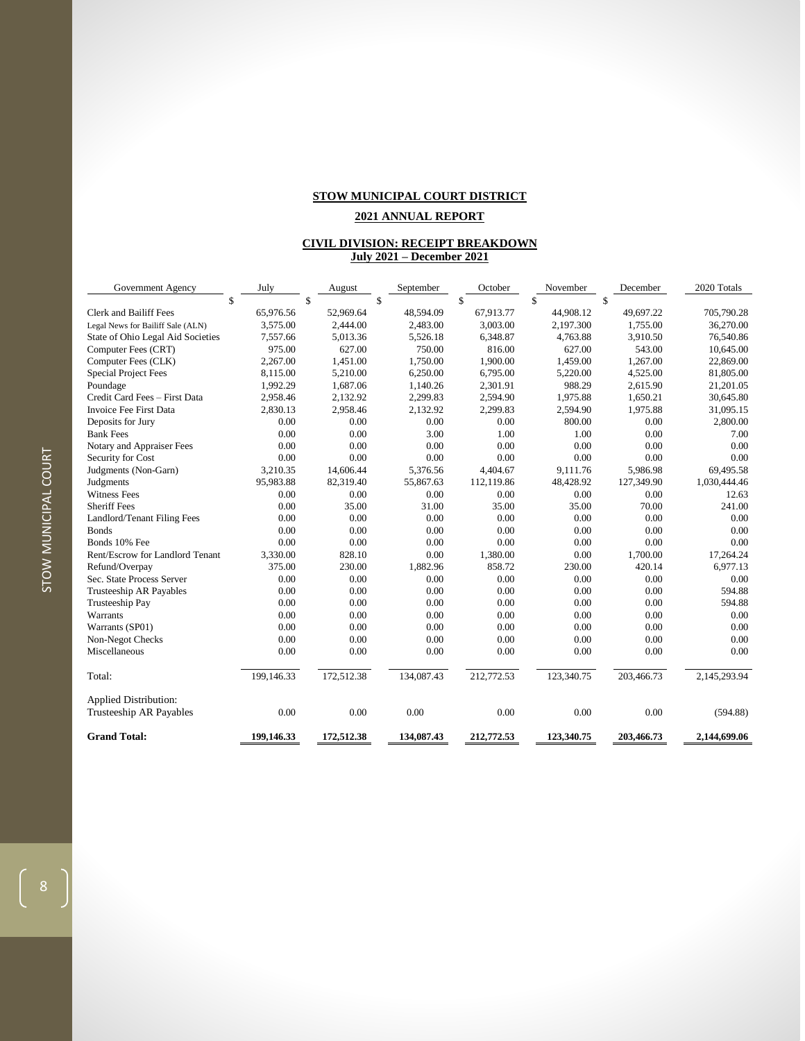**STOW MUNICIPAL COURT DISTRICT**

**2021 ANNUAL REPORT**

**CIVIL DIVISION: RECEIPT BREAKDOWN**
**July 2021 – December 2021**

| Government Agency | July | August | September | October | November | December | 2020 Totals |
|---|---|---|---|---|---|---|---|
| | $ | $ | $ | $ | $ | $ | |
| Clerk and Bailiff Fees | 65,976.56 | 52,969.64 | 48,594.09 | 67,913.77 | 44,908.12 | 49,697.22 | 705,790.28 |
| Legal News for Bailiff Sale (ALN) | 3,575.00 | 2,444.00 | 2,483.00 | 3,003.00 | 2,197.300 | 1,755.00 | 36,270.00 |
| State of Ohio Legal Aid Societies | 7,557.66 | 5,013.36 | 5,526.18 | 6,348.87 | 4,763.88 | 3,910.50 | 76,540.86 |
| Computer Fees (CRT) | 975.00 | 627.00 | 750.00 | 816.00 | 627.00 | 543.00 | 10,645.00 |
| Computer Fees (CLK) | 2,267.00 | 1,451.00 | 1,750.00 | 1,900.00 | 1,459.00 | 1,267.00 | 22,869.00 |
| Special Project Fees | 8,115.00 | 5,210.00 | 6,250.00 | 6,795.00 | 5,220.00 | 4,525.00 | 81,805.00 |
| Poundage | 1,992.29 | 1,687.06 | 1,140.26 | 2,301.91 | 988.29 | 2,615.90 | 21,201.05 |
| Credit Card Fees – First Data | 2,958.46 | 2,132.92 | 2,299.83 | 2,594.90 | 1,975.88 | 1,650.21 | 30,645.80 |
| Invoice Fee First Data | 2,830.13 | 2,958.46 | 2,132.92 | 2,299.83 | 2,594.90 | 1,975.88 | 31,095.15 |
| Deposits for Jury | 0.00 | 0.00 | 0.00 | 0.00 | 800.00 | 0.00 | 2,800.00 |
| Bank Fees | 0.00 | 0.00 | 3.00 | 1.00 | 1.00 | 0.00 | 7.00 |
| Notary and Appraiser Fees | 0.00 | 0.00 | 0.00 | 0.00 | 0.00 | 0.00 | 0.00 |
| Security for Cost | 0.00 | 0.00 | 0.00 | 0.00 | 0.00 | 0.00 | 0.00 |
| Judgments (Non-Garn) | 3,210.35 | 14,606.44 | 5,376.56 | 4,404.67 | 9,111.76 | 5,986.98 | 69,495.58 |
| Judgments | 95,983.88 | 82,319.40 | 55,867.63 | 112,119.86 | 48,428.92 | 127,349.90 | 1,030,444.46 |
| Witness Fees | 0.00 | 0.00 | 0.00 | 0.00 | 0.00 | 0.00 | 12.63 |
| Sheriff Fees | 0.00 | 35.00 | 31.00 | 35.00 | 35.00 | 70.00 | 241.00 |
| Landlord/Tenant Filing Fees | 0.00 | 0.00 | 0.00 | 0.00 | 0.00 | 0.00 | 0.00 |
| Bonds | 0.00 | 0.00 | 0.00 | 0.00 | 0.00 | 0.00 | 0.00 |
| Bonds 10% Fee | 0.00 | 0.00 | 0.00 | 0.00 | 0.00 | 0.00 | 0.00 |
| Rent/Escrow for Landlord Tenant | 3,330.00 | 828.10 | 0.00 | 1,380.00 | 0.00 | 1,700.00 | 17,264.24 |
| Refund/Overpay | 375.00 | 230.00 | 1,882.96 | 858.72 | 230.00 | 420.14 | 6,977.13 |
| Sec. State Process Server | 0.00 | 0.00 | 0.00 | 0.00 | 0.00 | 0.00 | 0.00 |
| Trusteeship AR Payables | 0.00 | 0.00 | 0.00 | 0.00 | 0.00 | 0.00 | 594.88 |
| Trusteeship Pay | 0.00 | 0.00 | 0.00 | 0.00 | 0.00 | 0.00 | 594.88 |
| Warrants | 0.00 | 0.00 | 0.00 | 0.00 | 0.00 | 0.00 | 0.00 |
| Warrants (SP01) | 0.00 | 0.00 | 0.00 | 0.00 | 0.00 | 0.00 | 0.00 |
| Non-Negot Checks | 0.00 | 0.00 | 0.00 | 0.00 | 0.00 | 0.00 | 0.00 |
| Miscellaneous | 0.00 | 0.00 | 0.00 | 0.00 | 0.00 | 0.00 | 0.00 |
| Total: | 199,146.33 | 172,512.38 | 134,087.43 | 212,772.53 | 123,340.75 | 203,466.73 | 2,145,293.94 |
| Applied Distribution: | | | | | | | |
| Trusteeship AR Payables | 0.00 | 0.00 | 0.00 | 0.00 | 0.00 | 0.00 | (594.88) |
| **Grand Total:** | **199,146.33** | **172,512.38** | **134,087.43** | **212,772.53** | **123,340.75** | **203,466.73** | **2,144,699.06** |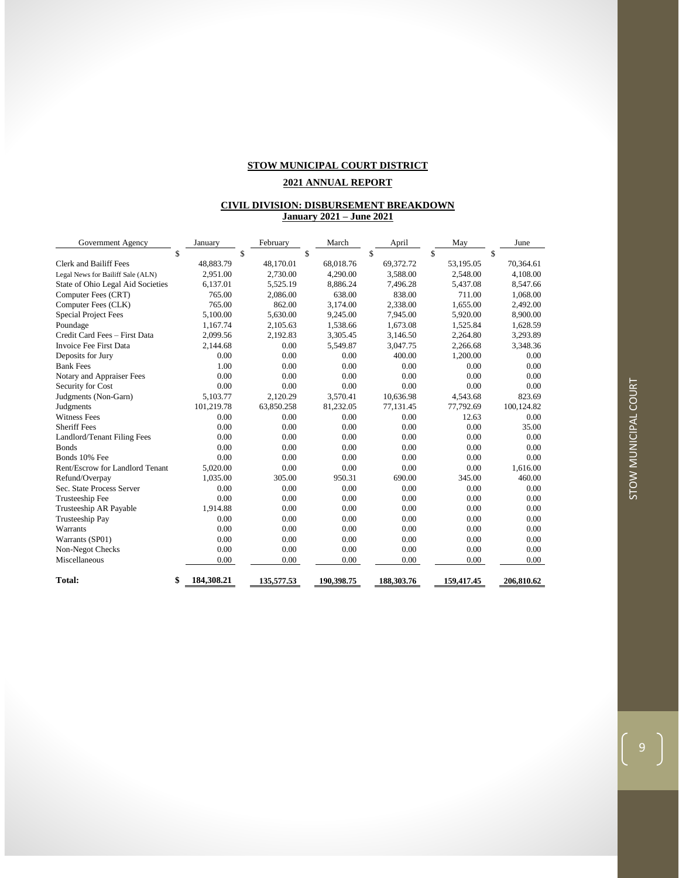**STOW MUNICIPAL COURT DISTRICT**

**2021 ANNUAL REPORT**

**CIVIL DIVISION: DISBURSEMENT BREAKDOWN**
**January 2021 – June 2021**

| Government Agency | January | February | March | April | May | June |
|---|---|---|---|---|---|---|
| | $ | $ | $ | $ | $ | $ |
| Clerk and Bailiff Fees | 48,883.79 | 48,170.01 | 68,018.76 | 69,372.72 | 53,195.05 | 70,364.61 |
| Legal News for Bailiff Sale (ALN) | 2,951.00 | 2,730.00 | 4,290.00 | 3,588.00 | 2,548.00 | 4,108.00 |
| State of Ohio Legal Aid Societies | 6,137.01 | 5,525.19 | 8,886.24 | 7,496.28 | 5,437.08 | 8,547.66 |
| Computer Fees (CRT) | 765.00 | 2,086.00 | 638.00 | 838.00 | 711.00 | 1,068.00 |
| Computer Fees (CLK) | 765.00 | 862.00 | 3,174.00 | 2,338.00 | 1,655.00 | 2,492.00 |
| Special Project Fees | 5,100.00 | 5,630.00 | 9,245.00 | 7,945.00 | 5,920.00 | 8,900.00 |
| Poundage | 1,167.74 | 2,105.63 | 1,538.66 | 1,673.08 | 1,525.84 | 1,628.59 |
| Credit Card Fees – First Data | 2,099.56 | 2,192.83 | 3,305.45 | 3,146.50 | 2,264.80 | 3,293.89 |
| Invoice Fee First Data | 2,144.68 | 0.00 | 5,549.87 | 3,047.75 | 2,266.68 | 3,348.36 |
| Deposits for Jury | 0.00 | 0.00 | 0.00 | 400.00 | 1,200.00 | 0.00 |
| Bank Fees | 1.00 | 0.00 | 0.00 | 0.00 | 0.00 | 0.00 |
| Notary and Appraiser Fees | 0.00 | 0.00 | 0.00 | 0.00 | 0.00 | 0.00 |
| Security for Cost | 0.00 | 0.00 | 0.00 | 0.00 | 0.00 | 0.00 |
| Judgments (Non-Garn) | 5,103.77 | 2,120.29 | 3,570.41 | 10,636.98 | 4,543.68 | 823.69 |
| Judgments | 101,219.78 | 63,850.258 | 81,232.05 | 77,131.45 | 77,792.69 | 100,124.82 |
| Witness Fees | 0.00 | 0.00 | 0.00 | 0.00 | 12.63 | 0.00 |
| Sheriff Fees | 0.00 | 0.00 | 0.00 | 0.00 | 0.00 | 35.00 |
| Landlord/Tenant Filing Fees | 0.00 | 0.00 | 0.00 | 0.00 | 0.00 | 0.00 |
| Bonds | 0.00 | 0.00 | 0.00 | 0.00 | 0.00 | 0.00 |
| Bonds 10% Fee | 0.00 | 0.00 | 0.00 | 0.00 | 0.00 | 0.00 |
| Rent/Escrow for Landlord Tenant | 5,020.00 | 0.00 | 0.00 | 0.00 | 0.00 | 1,616.00 |
| Refund/Overpay | 1,035.00 | 305.00 | 950.31 | 690.00 | 345.00 | 460.00 |
| Sec. State Process Server | 0.00 | 0.00 | 0.00 | 0.00 | 0.00 | 0.00 |
| Trusteeship Fee | 0.00 | 0.00 | 0.00 | 0.00 | 0.00 | 0.00 |
| Trusteeship AR Payable | 1,914.88 | 0.00 | 0.00 | 0.00 | 0.00 | 0.00 |
| Trusteeship Pay | 0.00 | 0.00 | 0.00 | 0.00 | 0.00 | 0.00 |
| Warrants | 0.00 | 0.00 | 0.00 | 0.00 | 0.00 | 0.00 |
| Warrants (SP01) | 0.00 | 0.00 | 0.00 | 0.00 | 0.00 | 0.00 |
| Non-Negot Checks | 0.00 | 0.00 | 0.00 | 0.00 | 0.00 | 0.00 |
| Miscellaneous | 0.00 | 0.00 | 0.00 | 0.00 | 0.00 | 0.00 |
| **Total:** | **$ 184,308.21** | **135,577.53** | **190,398.75** | **188,303.76** | **159,417.45** | **206,810.62** |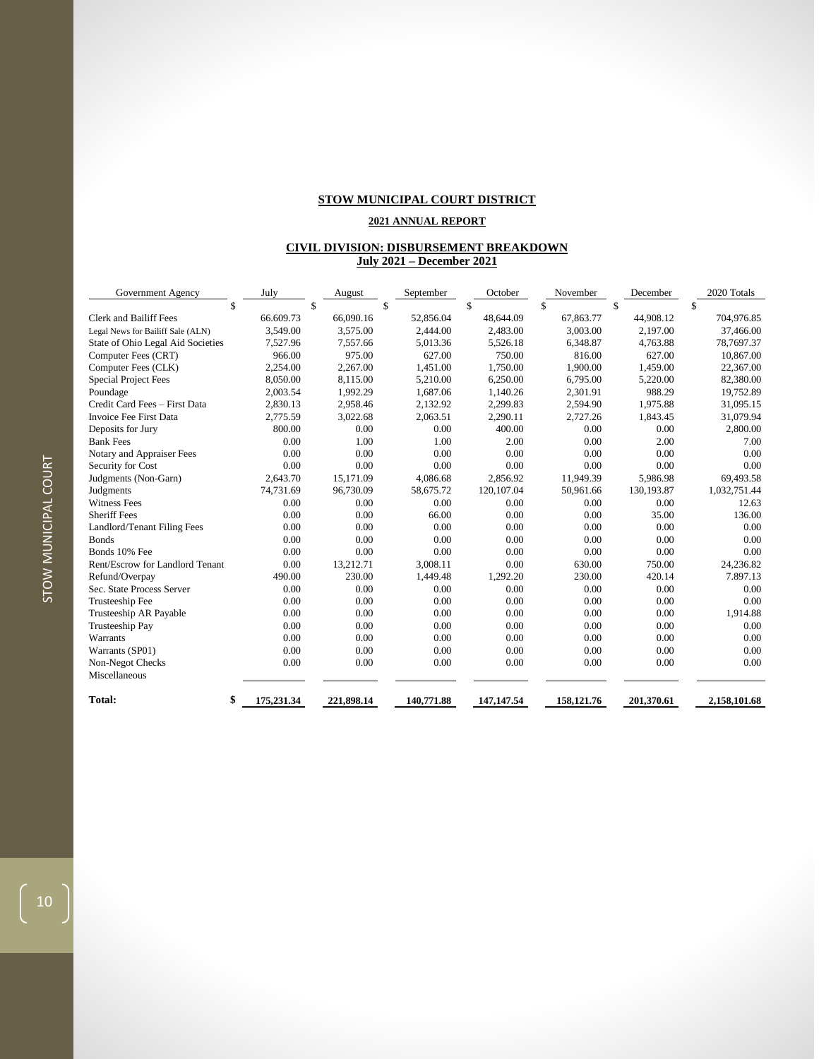**STOW MUNICIPAL COURT DISTRICT**

**2021 ANNUAL REPORT**

**CIVIL DIVISION: DISBURSEMENT BREAKDOWN**
**July 2021 – December 2021**

| Government Agency | July | August | September | October | November | December | 2020 Totals |
|---|---|---|---|---|---|---|---|
| | $ | $ | $ | $ | $ | $ | $ |
| Clerk and Bailiff Fees | 66.609.73 | 66,090.16 | 52,856.04 | 48,644.09 | 67,863.77 | 44,908.12 | 704,976.85 |
| Legal News for Bailiff Sale (ALN) | 3,549.00 | 3,575.00 | 2,444.00 | 2,483.00 | 3,003.00 | 2,197.00 | 37,466.00 |
| State of Ohio Legal Aid Societies | 7,527.96 | 7,557.66 | 5,013.36 | 5,526.18 | 6,348.87 | 4,763.88 | 78,7697.37 |
| Computer Fees (CRT) | 966.00 | 975.00 | 627.00 | 750.00 | 816.00 | 627.00 | 10,867.00 |
| Computer Fees (CLK) | 2,254.00 | 2,267.00 | 1,451.00 | 1,750.00 | 1,900.00 | 1,459.00 | 22,367.00 |
| Special Project Fees | 8,050.00 | 8,115.00 | 5,210.00 | 6,250.00 | 6,795.00 | 5,220.00 | 82,380.00 |
| Poundage | 2,003.54 | 1,992.29 | 1,687.06 | 1,140.26 | 2,301.91 | 988.29 | 19,752.89 |
| Credit Card Fees – First Data | 2,830.13 | 2,958.46 | 2,132.92 | 2,299.83 | 2,594.90 | 1,975.88 | 31,095.15 |
| Invoice Fee First Data | 2,775.59 | 3,022.68 | 2,063.51 | 2,290.11 | 2,727.26 | 1,843.45 | 31,079.94 |
| Deposits for Jury | 800.00 | 0.00 | 0.00 | 400.00 | 0.00 | 0.00 | 2,800.00 |
| Bank Fees | 0.00 | 1.00 | 1.00 | 2.00 | 0.00 | 2.00 | 7.00 |
| Notary and Appraiser Fees | 0.00 | 0.00 | 0.00 | 0.00 | 0.00 | 0.00 | 0.00 |
| Security for Cost | 0.00 | 0.00 | 0.00 | 0.00 | 0.00 | 0.00 | 0.00 |
| Judgments (Non-Garn) | 2,643.70 | 15,171.09 | 4,086.68 | 2,856.92 | 11,949.39 | 5,986.98 | 69,493.58 |
| Judgments | 74,731.69 | 96,730.09 | 58,675.72 | 120,107.04 | 50,961.66 | 130,193.87 | 1,032,751.44 |
| Witness Fees | 0.00 | 0.00 | 0.00 | 0.00 | 0.00 | 0.00 | 12.63 |
| Sheriff Fees | 0.00 | 0.00 | 66.00 | 0.00 | 0.00 | 35.00 | 136.00 |
| Landlord/Tenant Filing Fees | 0.00 | 0.00 | 0.00 | 0.00 | 0.00 | 0.00 | 0.00 |
| Bonds | 0.00 | 0.00 | 0.00 | 0.00 | 0.00 | 0.00 | 0.00 |
| Bonds 10% Fee | 0.00 | 0.00 | 0.00 | 0.00 | 0.00 | 0.00 | 0.00 |
| Rent/Escrow for Landlord Tenant | 0.00 | 13,212.71 | 3,008.11 | 0.00 | 630.00 | 750.00 | 24,236.82 |
| Refund/Overpay | 490.00 | 230.00 | 1,449.48 | 1,292.20 | 230.00 | 420.14 | 7.897.13 |
| Sec. State Process Server | 0.00 | 0.00 | 0.00 | 0.00 | 0.00 | 0.00 | 0.00 |
| Trusteeship Fee | 0.00 | 0.00 | 0.00 | 0.00 | 0.00 | 0.00 | 0.00 |
| Trusteeship AR Payable | 0.00 | 0.00 | 0.00 | 0.00 | 0.00 | 0.00 | 1,914.88 |
| Trusteeship Pay | 0.00 | 0.00 | 0.00 | 0.00 | 0.00 | 0.00 | 0.00 |
| Warrants | 0.00 | 0.00 | 0.00 | 0.00 | 0.00 | 0.00 | 0.00 |
| Warrants (SP01) | 0.00 | 0.00 | 0.00 | 0.00 | 0.00 | 0.00 | 0.00 |
| Non-Negot Checks | 0.00 | 0.00 | 0.00 | 0.00 | 0.00 | 0.00 | 0.00 |
| Miscellaneous | | | | | | | |
| **Total:** | **$ 175,231.34** | **221,898.14** | **140,771.88** | **147,147.54** | **158,121.76** | **201,370.61** | **2,158,101.68** |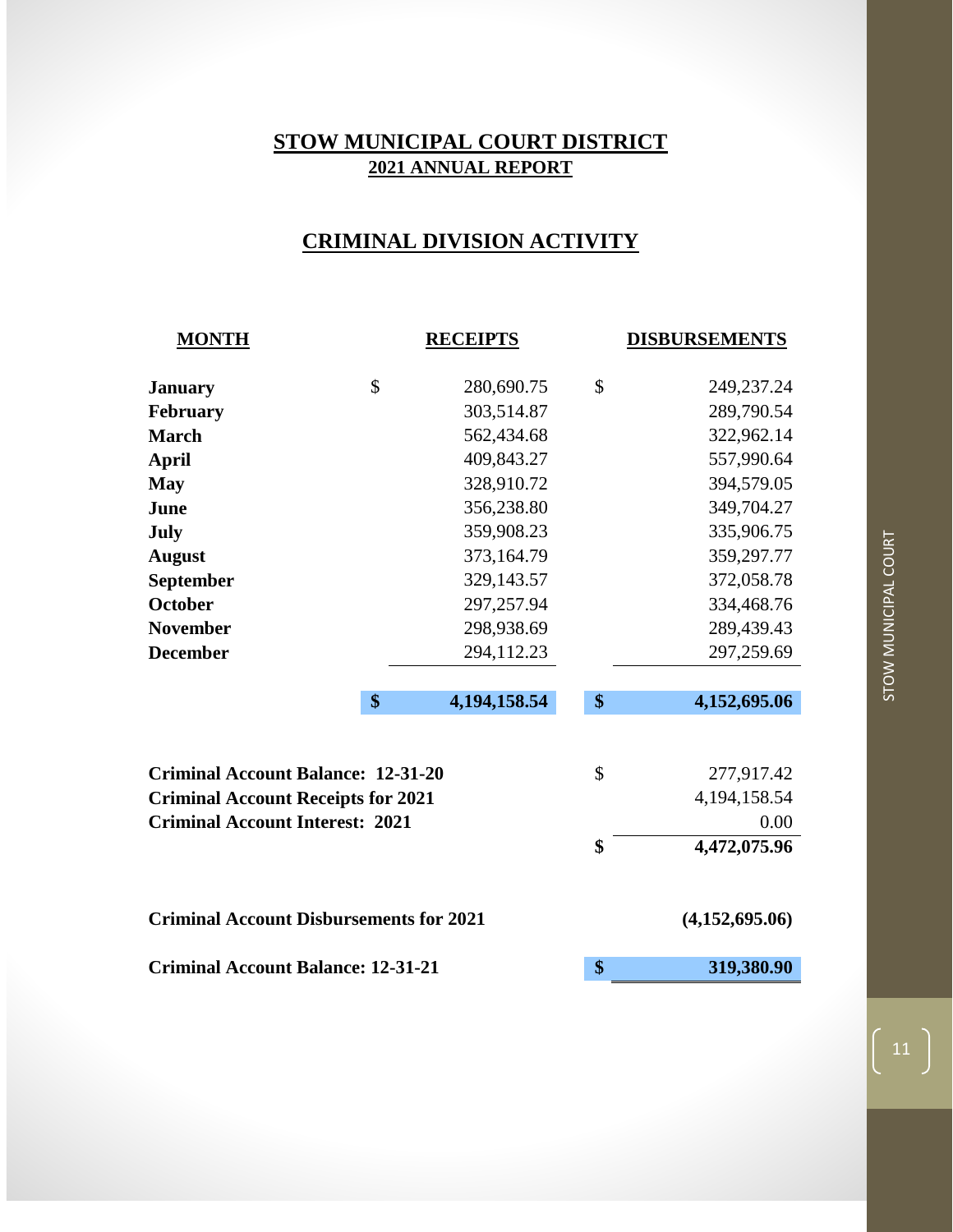# STOW MUNICIPAL COURT DISTRICT

## 2021 ANNUAL REPORT

## CRIMINAL DIVISION ACTIVITY

| MONTH | RECEIPTS | DISBURSEMENTS |
|---|---|---|
| January | $ 280,690.75 | $ 249,237.24 |
| February | 303,514.87 | 289,790.54 |
| March | 562,434.68 | 322,962.14 |
| April | 409,843.27 | 557,990.64 |
| May | 328,910.72 | 394,579.05 |
| June | 356,238.80 | 349,704.27 |
| July | 359,908.23 | 335,906.75 |
| August | 373,164.79 | 359,297.77 |
| September | 329,143.57 | 372,058.78 |
| October | 297,257.94 | 334,468.76 |
| November | 298,938.69 | 289,439.43 |
| December | 294,112.23 | 297,259.69 |
| | **$ 4,194,158.54** | **$ 4,152,695.06** |

| | |
|---|---|
| **Criminal Account Balance: 12-31-20** | $ 277,917.42 |
| **Criminal Account Receipts for 2021** | 4,194,158.54 |
| **Criminal Account Interest: 2021** | 0.00 |
| | **$ 4,472,075.96** |
| **Criminal Account Disbursements for 2021** | **(4,152,695.06)** |
| **Criminal Account Balance: 12-31-21** | **$ 319,380.90** |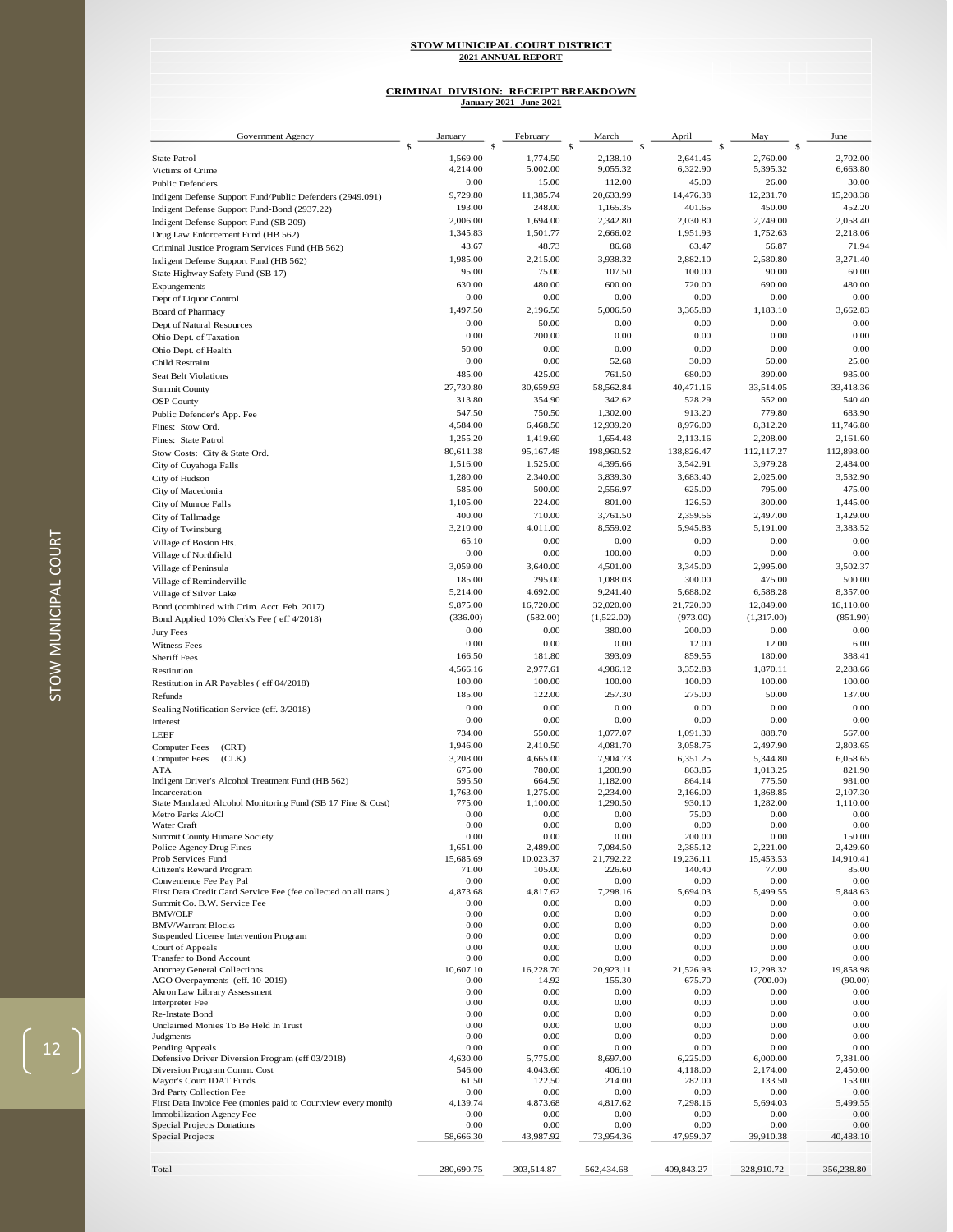**STOW MUNICIPAL COURT DISTRICT**
**2021 ANNUAL REPORT**

**CRIMINAL DIVISION: RECEIPT BREAKDOWN**
**January 2021- June 2021**

| Government Agency | January | February | March | April | May | June |
|---|---|---|---|---|---|---|
| | $ | $ | $ | $ | $ | $ |
| State Patrol | 1,569.00 | 1,774.50 | 2,138.10 | 2,641.45 | 2,760.00 | 2,702.00 |
| Victims of Crime | 4,214.00 | 5,002.00 | 9,055.32 | 6,322.90 | 5,395.32 | 6,663.80 |
| Public Defenders | 0.00 | 15.00 | 112.00 | 45.00 | 26.00 | 30.00 |
| Indigent Defense Support Fund/Public Defenders (2949.091) | 9,729.80 | 11,385.74 | 20,633.99 | 14,476.38 | 12,231.70 | 15,208.38 |
| Indigent Defense Support Fund-Bond (2937.22) | 193.00 | 248.00 | 1,165.35 | 401.65 | 450.00 | 452.20 |
| Indigent Defense Support Fund (SB 209) | 2,006.00 | 1,694.00 | 2,342.80 | 2,030.80 | 2,749.00 | 2,058.40 |
| Drug Law Enforcement Fund (HB 562) | 1,345.83 | 1,501.77 | 2,666.02 | 1,951.93 | 1,752.63 | 2,218.06 |
| Criminal Justice Program Services Fund (HB 562) | 43.67 | 48.73 | 86.68 | 63.47 | 56.87 | 71.94 |
| Indigent Defense Support Fund (HB 562) | 1,985.00 | 2,215.00 | 3,938.32 | 2,882.10 | 2,580.80 | 3,271.40 |
| State Highway Safety Fund (SB 17) | 95.00 | 75.00 | 107.50 | 100.00 | 90.00 | 60.00 |
| Expungements | 630.00 | 480.00 | 600.00 | 720.00 | 690.00 | 480.00 |
| Dept of Liquor Control | 0.00 | 0.00 | 0.00 | 0.00 | 0.00 | 0.00 |
| Board of Pharmacy | 1,497.50 | 2,196.50 | 5,006.50 | 3,365.80 | 1,183.10 | 3,662.83 |
| Dept of Natural Resources | 0.00 | 50.00 | 0.00 | 0.00 | 0.00 | 0.00 |
| Ohio Dept. of Taxation | 0.00 | 200.00 | 0.00 | 0.00 | 0.00 | 0.00 |
| Ohio Dept. of Health | 50.00 | 0.00 | 0.00 | 0.00 | 0.00 | 0.00 |
| Child Restraint | 0.00 | 0.00 | 52.68 | 30.00 | 50.00 | 25.00 |
| Seat Belt Violations | 485.00 | 425.00 | 761.50 | 680.00 | 390.00 | 985.00 |
| Summit County | 27,730.80 | 30,659.93 | 58,562.84 | 40,471.16 | 33,514.05 | 33,418.36 |
| OSP County | 313.80 | 354.90 | 342.62 | 528.29 | 552.00 | 540.40 |
| Public Defender's App. Fee | 547.50 | 750.50 | 1,302.00 | 913.20 | 779.80 | 683.90 |
| Fines: Stow Ord. | 4,584.00 | 6,468.50 | 12,939.20 | 8,976.00 | 8,312.20 | 11,746.80 |
| Fines: State Patrol | 1,255.20 | 1,419.60 | 1,654.48 | 2,113.16 | 2,208.00 | 2,161.60 |
| Stow Costs: City & State Ord. | 80,611.38 | 95,167.48 | 198,960.52 | 138,826.47 | 112,117.27 | 112,898.00 |
| City of Cuyahoga Falls | 1,516.00 | 1,525.00 | 4,395.66 | 3,542.91 | 3,979.28 | 2,484.00 |
| City of Hudson | 1,280.00 | 2,340.00 | 3,839.30 | 3,683.40 | 2,025.00 | 3,532.90 |
| City of Macedonia | 585.00 | 500.00 | 2,556.97 | 625.00 | 795.00 | 475.00 |
| City of Munroe Falls | 1,105.00 | 224.00 | 801.00 | 126.50 | 300.00 | 1,445.00 |
| City of Tallmadge | 400.00 | 710.00 | 3,761.50 | 2,359.56 | 2,497.00 | 1,429.00 |
| City of Twinsburg | 3,210.00 | 4,011.00 | 8,559.02 | 5,945.83 | 5,191.00 | 3,383.52 |
| Village of Boston Hts. | 65.10 | 0.00 | 0.00 | 0.00 | 0.00 | 0.00 |
| Village of Northfield | 0.00 | 0.00 | 100.00 | 0.00 | 0.00 | 0.00 |
| Village of Peninsula | 3,059.00 | 3,640.00 | 4,501.00 | 3,345.00 | 2,995.00 | 3,502.37 |
| Village of Reminderville | 185.00 | 295.00 | 1,088.03 | 300.00 | 475.00 | 500.00 |
| Village of Silver Lake | 5,214.00 | 4,692.00 | 9,241.40 | 5,688.02 | 6,588.28 | 8,357.00 |
| Bond (combined with Crim. Acct. Feb. 2017) | 9,875.00 | 16,720.00 | 32,020.00 | 21,720.00 | 12,849.00 | 16,110.00 |
| Bond Applied 10% Clerk's Fee ( eff 4/2018) | (336.00) | (582.00) | (1,522.00) | (973.00) | (1,317.00) | (851.90) |
| Jury Fees | 0.00 | 0.00 | 380.00 | 200.00 | 0.00 | 0.00 |
| Witness Fees | 0.00 | 0.00 | 0.00 | 12.00 | 12.00 | 6.00 |
| Sheriff Fees | 166.50 | 181.80 | 393.09 | 859.55 | 180.00 | 388.41 |
| Restitution | 4,566.16 | 2,977.61 | 4,986.12 | 3,352.83 | 1,870.11 | 2,288.66 |
| Restitution in AR Payables ( eff 04/2018) | 100.00 | 100.00 | 100.00 | 100.00 | 100.00 | 100.00 |
| Refunds | 185.00 | 122.00 | 257.30 | 275.00 | 50.00 | 137.00 |
| Sealing Notification Service (eff. 3/2018) | 0.00 | 0.00 | 0.00 | 0.00 | 0.00 | 0.00 |
| Interest | 0.00 | 0.00 | 0.00 | 0.00 | 0.00 | 0.00 |
| LEEF | 734.00 | 550.00 | 1,077.07 | 1,091.30 | 888.70 | 567.00 |
| Computer Fees (CRT) | 1,946.00 | 2,410.50 | 4,081.70 | 3,058.75 | 2,497.90 | 2,803.65 |
| Computer Fees (CLK) | 3,208.00 | 4,665.00 | 7,904.73 | 6,351.25 | 5,344.80 | 6,058.65 |
| ATA | 675.00 | 780.00 | 1,208.90 | 863.85 | 1,013.25 | 821.90 |
| Indigent Driver's Alcohol Treatment Fund (HB 562) | 595.50 | 664.50 | 1,182.00 | 864.14 | 775.50 | 981.00 |
| Incarceration | 1,763.00 | 1,275.00 | 2,234.00 | 2,166.00 | 1,868.85 | 2,107.30 |
| State Mandated Alcohol Monitoring Fund (SB 17 Fine & Cost) | 775.00 | 1,100.00 | 1,290.50 | 930.10 | 1,282.00 | 1,110.00 |
| Metro Parks Ak/Cl | 0.00 | 0.00 | 0.00 | 75.00 | 0.00 | 0.00 |
| Water Craft | 0.00 | 0.00 | 0.00 | 0.00 | 0.00 | 0.00 |
| Summit County Humane Society | 0.00 | 0.00 | 0.00 | 200.00 | 0.00 | 150.00 |
| Police Agency Drug Fines | 1,651.00 | 2,489.00 | 7,084.50 | 2,385.12 | 2,221.00 | 2,429.60 |
| Prob Services Fund | 15,685.69 | 10,023.37 | 21,792.22 | 19,236.11 | 15,453.53 | 14,910.41 |
| Citizen's Reward Program | 71.00 | 105.00 | 226.60 | 140.40 | 77.00 | 85.00 |
| Convenience Fee Pay Pal | 0.00 | 0.00 | 0.00 | 0.00 | 0.00 | 0.00 |
| First Data Credit Card Service Fee (fee collected on all trans.) | 4,873.68 | 4,817.62 | 7,298.16 | 5,694.03 | 5,499.55 | 5,848.63 |
| Summit Co. B.W. Service Fee | 0.00 | 0.00 | 0.00 | 0.00 | 0.00 | 0.00 |
| BMV/OLF | 0.00 | 0.00 | 0.00 | 0.00 | 0.00 | 0.00 |
| BMV/Warrant Blocks | 0.00 | 0.00 | 0.00 | 0.00 | 0.00 | 0.00 |
| Suspended License Intervention Program | 0.00 | 0.00 | 0.00 | 0.00 | 0.00 | 0.00 |
| Court of Appeals | 0.00 | 0.00 | 0.00 | 0.00 | 0.00 | 0.00 |
| Transfer to Bond Account | 0.00 | 0.00 | 0.00 | 0.00 | 0.00 | 0.00 |
| Attorney General Collections | 10,607.10 | 16,228.70 | 20,923.11 | 21,526.93 | 12,298.32 | 19,858.98 |
| AGO Overpayments (eff. 10-2019) | 0.00 | 14.92 | 155.30 | 675.70 | (700.00) | (90.00) |
| Akron Law Library Assessment | 0.00 | 0.00 | 0.00 | 0.00 | 0.00 | 0.00 |
| Interpreter Fee | 0.00 | 0.00 | 0.00 | 0.00 | 0.00 | 0.00 |
| Re-Instate Bond | 0.00 | 0.00 | 0.00 | 0.00 | 0.00 | 0.00 |
| Unclaimed Monies To Be Held In Trust | 0.00 | 0.00 | 0.00 | 0.00 | 0.00 | 0.00 |
| Judgments | 0.00 | 0.00 | 0.00 | 0.00 | 0.00 | 0.00 |
| Pending Appeals | 0.00 | 0.00 | 0.00 | 0.00 | 0.00 | 0.00 |
| Defensive Driver Diversion Program (eff 03/2018) | 4,630.00 | 5,775.00 | 8,697.00 | 6,225.00 | 6,000.00 | 7,381.00 |
| Diversion Program Comm. Cost | 546.00 | 4,043.60 | 406.10 | 4,118.00 | 2,174.00 | 2,450.00 |
| Mayor's Court IDAT Funds | 61.50 | 122.50 | 214.00 | 282.00 | 133.50 | 153.00 |
| 3rd Party Collection Fee | 0.00 | 0.00 | 0.00 | 0.00 | 0.00 | 0.00 |
| First Data Invoice Fee (monies paid to Courtview every month) | 4,139.74 | 4,873.68 | 4,817.62 | 7,298.16 | 5,694.03 | 5,499.55 |
| Immobilization Agency Fee | 0.00 | 0.00 | 0.00 | 0.00 | 0.00 | 0.00 |
| Special Projects Donations | 0.00 | 0.00 | 0.00 | 0.00 | 0.00 | 0.00 |
| Special Projects | 58,666.30 | 43,987.92 | 73,954.36 | 47,959.07 | 39,910.38 | 40,488.10 |
| Total | 280,690.75 | 303,514.87 | 562,434.68 | 409,843.27 | 328,910.72 | 356,238.80 |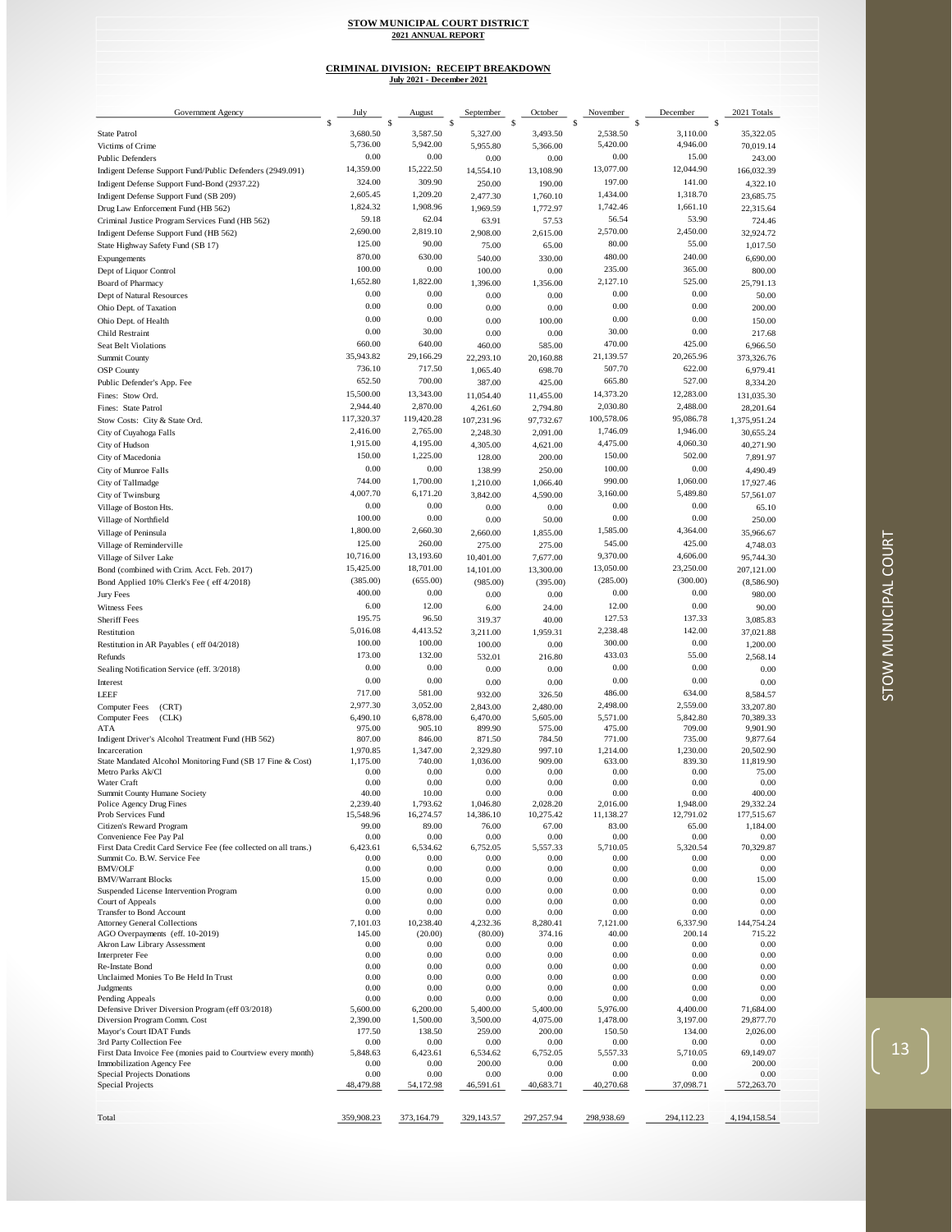**STOW MUNICIPAL COURT DISTRICT**
**2021 ANNUAL REPORT**

**CRIMINAL DIVISION: RECEIPT BREAKDOWN**
**July 2021 - December 2021**

| Government Agency | July | August | September | October | November | December | 2021 Totals |
|---|---|---|---|---|---|---|---|
| | $ | $ | $ | $ | $ | $ | $ |
| State Patrol | 3,680.50 | 3,587.50 | 5,327.00 | 3,493.50 | 2,538.50 | 3,110.00 | 35,322.05 |
| Victims of Crime | 5,736.00 | 5,942.00 | 5,955.80 | 5,366.00 | 5,420.00 | 4,946.00 | 70,019.14 |
| Public Defenders | 0.00 | 0.00 | 0.00 | 0.00 | 0.00 | 15.00 | 243.00 |
| Indigent Defense Support Fund/Public Defenders (2949.091) | 14,359.00 | 15,222.50 | 14,554.10 | 13,108.90 | 13,077.00 | 12,044.90 | 166,032.39 |
| Indigent Defense Support Fund-Bond (2937.22) | 324.00 | 309.90 | 250.00 | 190.00 | 197.00 | 141.00 | 4,322.10 |
| Indigent Defense Support Fund (SB 209) | 2,605.45 | 1,209.20 | 2,477.30 | 1,760.10 | 1,434.00 | 1,318.70 | 23,685.75 |
| Drug Law Enforcement Fund (HB 562) | 1,824.32 | 1,908.96 | 1,969.59 | 1,772.97 | 1,742.46 | 1,661.10 | 22,315.64 |
| Criminal Justice Program Services Fund (HB 562) | 59.18 | 62.04 | 63.91 | 57.53 | 56.54 | 53.90 | 724.46 |
| Indigent Defense Support Fund (HB 562) | 2,690.00 | 2,819.10 | 2,908.00 | 2,615.00 | 2,570.00 | 2,450.00 | 32,924.72 |
| State Highway Safety Fund (SB 17) | 125.00 | 90.00 | 75.00 | 65.00 | 80.00 | 55.00 | 1,017.50 |
| Expungements | 870.00 | 630.00 | 540.00 | 330.00 | 480.00 | 240.00 | 6,690.00 |
| Dept of Liquor Control | 100.00 | 0.00 | 100.00 | 0.00 | 235.00 | 365.00 | 800.00 |
| Board of Pharmacy | 1,652.80 | 1,822.00 | 1,396.00 | 1,356.00 | 2,127.10 | 525.00 | 25,791.13 |
| Dept of Natural Resources | 0.00 | 0.00 | 0.00 | 0.00 | 0.00 | 0.00 | 50.00 |
| Ohio Dept. of Taxation | 0.00 | 0.00 | 0.00 | 0.00 | 0.00 | 0.00 | 200.00 |
| Ohio Dept. of Health | 0.00 | 0.00 | 0.00 | 100.00 | 0.00 | 0.00 | 150.00 |
| Child Restraint | 0.00 | 30.00 | 0.00 | 0.00 | 30.00 | 0.00 | 217.68 |
| Seat Belt Violations | 660.00 | 640.00 | 460.00 | 585.00 | 470.00 | 425.00 | 6,966.50 |
| Summit County | 35,943.82 | 29,166.29 | 22,293.10 | 20,160.88 | 21,139.57 | 20,265.96 | 373,326.76 |
| OSP County | 736.10 | 717.50 | 1,065.40 | 698.70 | 507.70 | 622.00 | 6,979.41 |
| Public Defender's App. Fee | 652.50 | 700.00 | 387.00 | 425.00 | 665.80 | 527.00 | 8,334.20 |
| Fines: Stow Ord. | 15,500.00 | 13,343.00 | 11,054.40 | 11,455.00 | 14,373.20 | 12,283.00 | 131,035.30 |
| Fines: State Patrol | 2,944.40 | 2,870.00 | 4,261.60 | 2,794.80 | 2,030.80 | 2,488.00 | 28,201.64 |
| Stow Costs: City & State Ord. | 117,320.37 | 119,420.28 | 107,231.96 | 97,732.67 | 100,578.06 | 95,086.78 | 1,375,951.24 |
| City of Cuyahoga Falls | 2,416.00 | 2,765.00 | 2,248.30 | 2,091.00 | 1,746.09 | 1,946.00 | 30,655.24 |
| City of Hudson | 1,915.00 | 4,195.00 | 4,305.00 | 4,621.00 | 4,475.00 | 4,060.30 | 40,271.90 |
| City of Macedonia | 150.00 | 1,225.00 | 128.00 | 200.00 | 150.00 | 502.00 | 7,891.97 |
| City of Munroe Falls | 0.00 | 0.00 | 138.99 | 250.00 | 100.00 | 0.00 | 4,490.49 |
| City of Tallmadge | 744.00 | 1,700.00 | 1,210.00 | 1,066.40 | 990.00 | 1,060.00 | 17,927.46 |
| City of Twinsburg | 4,007.70 | 6,171.20 | 3,842.00 | 4,590.00 | 3,160.00 | 5,489.80 | 57,561.07 |
| Village of Boston Hts. | 0.00 | 0.00 | 0.00 | 0.00 | 0.00 | 0.00 | 65.10 |
| Village of Northfield | 100.00 | 0.00 | 0.00 | 50.00 | 0.00 | 0.00 | 250.00 |
| Village of Peninsula | 1,800.00 | 2,660.30 | 2,660.00 | 1,855.00 | 1,585.00 | 4,364.00 | 35,966.67 |
| Village of Reminderville | 125.00 | 260.00 | 275.00 | 275.00 | 545.00 | 425.00 | 4,748.03 |
| Village of Silver Lake | 10,716.00 | 13,193.60 | 10,401.00 | 7,677.00 | 9,370.00 | 4,606.00 | 95,744.30 |
| Bond (combined with Crim. Acct. Feb. 2017) | 15,425.00 | 18,701.00 | 14,101.00 | 13,300.00 | 13,050.00 | 23,250.00 | 207,121.00 |
| Bond Applied 10% Clerk's Fee ( eff 4/2018) | (385.00) | (655.00) | (985.00) | (395.00) | (285.00) | (300.00) | (8,586.90) |
| Jury Fees | 400.00 | 0.00 | 0.00 | 0.00 | 0.00 | 0.00 | 980.00 |
| Witness Fees | 6.00 | 12.00 | 6.00 | 24.00 | 12.00 | 0.00 | 90.00 |
| Sheriff Fees | 195.75 | 96.50 | 319.37 | 40.00 | 127.53 | 137.33 | 3,085.83 |
| Restitution | 5,016.08 | 4,413.52 | 3,211.00 | 1,959.31 | 2,238.48 | 142.00 | 37,021.88 |
| Restitution in AR Payables ( eff 04/2018) | 100.00 | 100.00 | 100.00 | 0.00 | 300.00 | 0.00 | 1,200.00 |
| Refunds | 173.00 | 132.00 | 532.01 | 216.80 | 433.03 | 55.00 | 2,568.14 |
| Sealing Notification Service (eff. 3/2018) | 0.00 | 0.00 | 0.00 | 0.00 | 0.00 | 0.00 | 0.00 |
| Interest | 0.00 | 0.00 | 0.00 | 0.00 | 0.00 | 0.00 | 0.00 |
| LEEF | 717.00 | 581.00 | 932.00 | 326.50 | 486.00 | 634.00 | 8,584.57 |
| Computer Fees (CRT) | 2,977.30 | 3,052.00 | 2,843.00 | 2,480.00 | 2,498.00 | 2,559.00 | 33,207.80 |
| Computer Fees (CLK) | 6,490.10 | 6,878.00 | 6,470.00 | 5,605.00 | 5,571.00 | 5,842.80 | 70,389.33 |
| ATA | 975.00 | 905.10 | 899.90 | 575.00 | 475.00 | 709.00 | 9,901.90 |
| Indigent Driver's Alcohol Treatment Fund (HB 562) | 807.00 | 846.00 | 871.50 | 784.50 | 771.00 | 735.00 | 9,877.64 |
| Incarceration | 1,970.85 | 1,347.00 | 2,329.80 | 997.10 | 1,214.00 | 1,230.00 | 20,502.90 |
| State Mandated Alcohol Monitoring Fund (SB 17 Fine & Cost) | 1,175.00 | 740.00 | 1,036.00 | 909.00 | 633.00 | 839.30 | 11,819.90 |
| Metro Parks Ak/Cl | 0.00 | 0.00 | 0.00 | 0.00 | 0.00 | 0.00 | 75.00 |
| Water Craft | 0.00 | 0.00 | 0.00 | 0.00 | 0.00 | 0.00 | 0.00 |
| Summit County Humane Society | 40.00 | 10.00 | 0.00 | 0.00 | 0.00 | 0.00 | 400.00 |
| Police Agency Drug Fines | 2,239.40 | 1,793.62 | 1,046.80 | 2,028.20 | 2,016.00 | 1,948.00 | 29,332.24 |
| Prob Services Fund | 15,548.96 | 16,274.57 | 14,386.10 | 10,275.42 | 11,138.27 | 12,791.02 | 177,515.67 |
| Citizen's Reward Program | 99.00 | 89.00 | 76.00 | 67.00 | 83.00 | 65.00 | 1,184.00 |
| Convenience Fee Pay Pal | 0.00 | 0.00 | 0.00 | 0.00 | 0.00 | 0.00 | 0.00 |
| First Data Credit Card Service Fee (fee collected on all trans.) | 6,423.61 | 6,534.62 | 6,752.05 | 5,557.33 | 5,710.05 | 5,320.54 | 70,329.87 |
| Summit Co. B.W. Service Fee | 0.00 | 0.00 | 0.00 | 0.00 | 0.00 | 0.00 | 0.00 |
| BMV/OLF | 0.00 | 0.00 | 0.00 | 0.00 | 0.00 | 0.00 | 0.00 |
| BMV/Warrant Blocks | 15.00 | 0.00 | 0.00 | 0.00 | 0.00 | 0.00 | 15.00 |
| Suspended License Intervention Program | 0.00 | 0.00 | 0.00 | 0.00 | 0.00 | 0.00 | 0.00 |
| Court of Appeals | 0.00 | 0.00 | 0.00 | 0.00 | 0.00 | 0.00 | 0.00 |
| Transfer to Bond Account | 0.00 | 0.00 | 0.00 | 0.00 | 0.00 | 0.00 | 0.00 |
| Attorney General Collections | 7,101.03 | 10,238.40 | 4,232.36 | 8,280.41 | 7,121.00 | 6,337.90 | 144,754.24 |
| AGO Overpayments (eff. 10-2019) | 145.00 | (20.00) | (80.00) | 374.16 | 40.00 | 200.14 | 715.22 |
| Akron Law Library Assessment | 0.00 | 0.00 | 0.00 | 0.00 | 0.00 | 0.00 | 0.00 |
| Interpreter Fee | 0.00 | 0.00 | 0.00 | 0.00 | 0.00 | 0.00 | 0.00 |
| Re-Instate Bond | 0.00 | 0.00 | 0.00 | 0.00 | 0.00 | 0.00 | 0.00 |
| Unclaimed Monies To Be Held In Trust | 0.00 | 0.00 | 0.00 | 0.00 | 0.00 | 0.00 | 0.00 |
| Judgments | 0.00 | 0.00 | 0.00 | 0.00 | 0.00 | 0.00 | 0.00 |
| Pending Appeals | 0.00 | 0.00 | 0.00 | 0.00 | 0.00 | 0.00 | 0.00 |
| Defensive Driver Diversion Program (eff 03/2018) | 5,600.00 | 6,200.00 | 5,400.00 | 5,400.00 | 5,976.00 | 4,400.00 | 71,684.00 |
| Diversion Program Comm. Cost | 2,390.00 | 1,500.00 | 3,500.00 | 4,075.00 | 1,478.00 | 3,197.00 | 29,877.70 |
| Mayor's Court IDAT Funds | 177.50 | 138.50 | 259.00 | 200.00 | 150.50 | 134.00 | 2,026.00 |
| 3rd Party Collection Fee | 0.00 | 0.00 | 0.00 | 0.00 | 0.00 | 0.00 | 0.00 |
| First Data Invoice Fee (monies paid to Courtview every month) | 5,848.63 | 6,423.61 | 6,534.62 | 6,752.05 | 5,557.33 | 5,710.05 | 69,149.07 |
| Immobilization Agency Fee | 0.00 | 0.00 | 200.00 | 0.00 | 0.00 | 0.00 | 200.00 |
| Special Projects Donations | 0.00 | 0.00 | 0.00 | 0.00 | 0.00 | 0.00 | 0.00 |
| Special Projects | 48,479.88 | 54,172.98 | 46,591.61 | 40,683.71 | 40,270.68 | 37,098.71 | 572,263.70 |
| Total | 359,908.23 | 373,164.79 | 329,143.57 | 297,257.94 | 298,938.69 | 294,112.23 | 4,194,158.54 |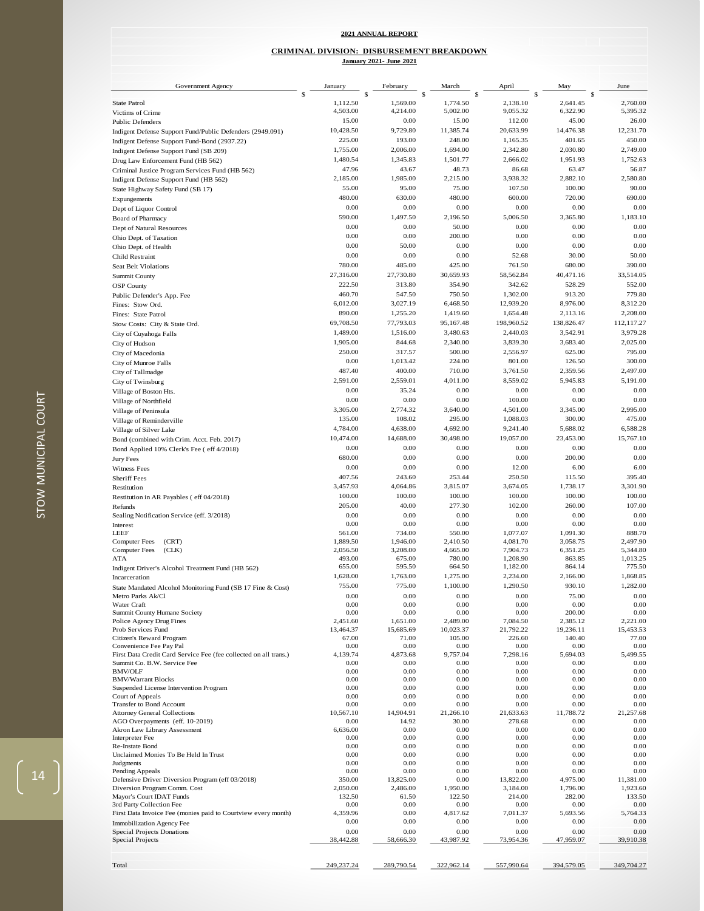**2021 ANNUAL REPORT**

**CRIMINAL DIVISION: DISBURSEMENT BREAKDOWN**

**January 2021- June 2021**

| Government Agency | January | February | March | April | May | June |
|---|---|---|---|---|---|---|
| | $ | $ | $ | $ | $ | $ |
| State Patrol | 1,112.50 | 1,569.00 | 1,774.50 | 2,138.10 | 2,641.45 | 2,760.00 |
| Victims of Crime | 4,503.00 | 4,214.00 | 5,002.00 | 9,055.32 | 6,322.90 | 5,395.32 |
| Public Defenders | 15.00 | 0.00 | 15.00 | 112.00 | 45.00 | 26.00 |
| Indigent Defense Support Fund/Public Defenders (2949.091) | 10,428.50 | 9,729.80 | 11,385.74 | 20,633.99 | 14,476.38 | 12,231.70 |
| Indigent Defense Support Fund-Bond (2937.22) | 225.00 | 193.00 | 248.00 | 1,165.35 | 401.65 | 450.00 |
| Indigent Defense Support Fund (SB 209) | 1,755.00 | 2,006.00 | 1,694.00 | 2,342.80 | 2,030.80 | 2,749.00 |
| Drug Law Enforcement Fund (HB 562) | 1,480.54 | 1,345.83 | 1,501.77 | 2,666.02 | 1,951.93 | 1,752.63 |
| Criminal Justice Program Services Fund (HB 562) | 47.96 | 43.67 | 48.73 | 86.68 | 63.47 | 56.87 |
| Indigent Defense Support Fund (HB 562) | 2,185.00 | 1,985.00 | 2,215.00 | 3,938.32 | 2,882.10 | 2,580.80 |
| State Highway Safety Fund (SB 17) | 55.00 | 95.00 | 75.00 | 107.50 | 100.00 | 90.00 |
| Expungements | 480.00 | 630.00 | 480.00 | 600.00 | 720.00 | 690.00 |
| Dept of Liquor Control | 0.00 | 0.00 | 0.00 | 0.00 | 0.00 | 0.00 |
| Board of Pharmacy | 590.00 | 1,497.50 | 2,196.50 | 5,006.50 | 3,365.80 | 1,183.10 |
| Dept of Natural Resources | 0.00 | 0.00 | 50.00 | 0.00 | 0.00 | 0.00 |
| Ohio Dept. of Taxation | 0.00 | 0.00 | 200.00 | 0.00 | 0.00 | 0.00 |
| Ohio Dept. of Health | 0.00 | 50.00 | 0.00 | 0.00 | 0.00 | 0.00 |
| Child Restraint | 0.00 | 0.00 | 0.00 | 52.68 | 30.00 | 50.00 |
| Seat Belt Violations | 780.00 | 485.00 | 425.00 | 761.50 | 680.00 | 390.00 |
| Summit County | 27,316.00 | 27,730.80 | 30,659.93 | 58,562.84 | 40,471.16 | 33,514.05 |
| OSP County | 222.50 | 313.80 | 354.90 | 342.62 | 528.29 | 552.00 |
| Public Defender's App. Fee | 460.70 | 547.50 | 750.50 | 1,302.00 | 913.20 | 779.80 |
| Fines: Stow Ord. | 6,012.00 | 3,027.19 | 6,468.50 | 12,939.20 | 8,976.00 | 8,312.20 |
| Fines: State Patrol | 890.00 | 1,255.20 | 1,419.60 | 1,654.48 | 2,113.16 | 2,208.00 |
| Stow Costs: City & State Ord. | 69,708.50 | 77,793.03 | 95,167.48 | 198,960.52 | 138,826.47 | 112,117.27 |
| City of Cuyahoga Falls | 1,489.00 | 1,516.00 | 3,480.63 | 2,440.03 | 3,542.91 | 3,979.28 |
| City of Hudson | 1,905.00 | 844.68 | 2,340.00 | 3,839.30 | 3,683.40 | 2,025.00 |
| City of Macedonia | 250.00 | 317.57 | 500.00 | 2,556.97 | 625.00 | 795.00 |
| City of Munroe Falls | 0.00 | 1,013.42 | 224.00 | 801.00 | 126.50 | 300.00 |
| City of Tallmadge | 487.40 | 400.00 | 710.00 | 3,761.50 | 2,359.56 | 2,497.00 |
| City of Twinsburg | 2,591.00 | 2,559.01 | 4,011.00 | 8,559.02 | 5,945.83 | 5,191.00 |
| Village of Boston Hts. | 0.00 | 35.24 | 0.00 | 0.00 | 0.00 | 0.00 |
| Village of Northfield | 0.00 | 0.00 | 0.00 | 100.00 | 0.00 | 0.00 |
| Village of Peninsula | 3,305.00 | 2,774.32 | 3,640.00 | 4,501.00 | 3,345.00 | 2,995.00 |
| Village of Reminderville | 135.00 | 108.02 | 295.00 | 1,088.03 | 300.00 | 475.00 |
| Village of Silver Lake | 4,784.00 | 4,638.00 | 4,692.00 | 9,241.40 | 5,688.02 | 6,588.28 |
| Bond (combined with Crim. Acct. Feb. 2017) | 10,474.00 | 14,688.00 | 30,498.00 | 19,057.00 | 23,453.00 | 15,767.10 |
| Bond Applied 10% Clerk's Fee ( eff 4/2018) | 0.00 | 0.00 | 0.00 | 0.00 | 0.00 | 0.00 |
| Jury Fees | 680.00 | 0.00 | 0.00 | 0.00 | 200.00 | 0.00 |
| Witness Fees | 0.00 | 0.00 | 0.00 | 12.00 | 6.00 | 6.00 |
| Sheriff Fees | 407.56 | 243.60 | 253.44 | 250.50 | 115.50 | 395.40 |
| Restitution | 3,457.93 | 4,064.86 | 3,815.07 | 3,674.05 | 1,738.17 | 3,301.90 |
| Restitution in AR Payables ( eff 04/2018) | 100.00 | 100.00 | 100.00 | 100.00 | 100.00 | 100.00 |
| Refunds | 205.00 | 40.00 | 277.30 | 102.00 | 260.00 | 107.00 |
| Sealing Notification Service (eff. 3/2018) | 0.00 | 0.00 | 0.00 | 0.00 | 0.00 | 0.00 |
| Interest | 0.00 | 0.00 | 0.00 | 0.00 | 0.00 | 0.00 |
| LEEF | 561.00 | 734.00 | 550.00 | 1,077.07 | 1,091.30 | 888.70 |
| Computer Fees (CRT) | 1,889.50 | 1,946.00 | 2,410.50 | 4,081.70 | 3,058.75 | 2,497.90 |
| Computer Fees (CLK) | 2,056.50 | 3,208.00 | 4,665.00 | 7,904.73 | 6,351.25 | 5,344.80 |
| ATA | 493.00 | 675.00 | 780.00 | 1,208.90 | 863.85 | 1,013.25 |
| Indigent Driver's Alcohol Treatment Fund (HB 562) | 655.00 | 595.50 | 664.50 | 1,182.00 | 864.14 | 775.50 |
| Incarceration | 1,628.00 | 1,763.00 | 1,275.00 | 2,234.00 | 2,166.00 | 1,868.85 |
| State Mandated Alcohol Monitoring Fund (SB 17 Fine & Cost) | 755.00 | 775.00 | 1,100.00 | 1,290.50 | 930.10 | 1,282.00 |
| Metro Parks Ak/Cl | 0.00 | 0.00 | 0.00 | 0.00 | 75.00 | 0.00 |
| Water Craft | 0.00 | 0.00 | 0.00 | 0.00 | 0.00 | 0.00 |
| Summit County Humane Society | 0.00 | 0.00 | 0.00 | 0.00 | 200.00 | 0.00 |
| Police Agency Drug Fines | 2,451.60 | 1,651.00 | 2,489.00 | 7,084.50 | 2,385.12 | 2,221.00 |
| Prob Services Fund | 13,464.37 | 15,685.69 | 10,023.37 | 21,792.22 | 19,236.11 | 15,453.53 |
| Citizen's Reward Program | 67.00 | 71.00 | 105.00 | 226.60 | 140.40 | 77.00 |
| Convenience Fee Pay Pal | 0.00 | 0.00 | 0.00 | 0.00 | 0.00 | 0.00 |
| First Data Credit Card Service Fee (fee collected on all trans.) | 4,139.74 | 4,873.68 | 9,757.04 | 7,298.16 | 5,694.03 | 5,499.55 |
| Summit Co. B.W. Service Fee | 0.00 | 0.00 | 0.00 | 0.00 | 0.00 | 0.00 |
| BMV/OLF | 0.00 | 0.00 | 0.00 | 0.00 | 0.00 | 0.00 |
| BMV/Warrant Blocks | 0.00 | 0.00 | 0.00 | 0.00 | 0.00 | 0.00 |
| Suspended License Intervention Program | 0.00 | 0.00 | 0.00 | 0.00 | 0.00 | 0.00 |
| Court of Appeals | 0.00 | 0.00 | 0.00 | 0.00 | 0.00 | 0.00 |
| Transfer to Bond Account | 0.00 | 0.00 | 0.00 | 0.00 | 0.00 | 0.00 |
| Attorney General Collections | 10,567.10 | 14,904.91 | 21,266.10 | 21,633.63 | 11,788.72 | 21,257.68 |
| AGO Overpayments (eff. 10-2019) | 0.00 | 14.92 | 30.00 | 278.68 | 0.00 | 0.00 |
| Akron Law Library Assessment | 6,636.00 | 0.00 | 0.00 | 0.00 | 0.00 | 0.00 |
| Interpreter Fee | 0.00 | 0.00 | 0.00 | 0.00 | 0.00 | 0.00 |
| Re-Instate Bond | 0.00 | 0.00 | 0.00 | 0.00 | 0.00 | 0.00 |
| Unclaimed Monies To Be Held In Trust | 0.00 | 0.00 | 0.00 | 0.00 | 0.00 | 0.00 |
| Judgments | 0.00 | 0.00 | 0.00 | 0.00 | 0.00 | 0.00 |
| Pending Appeals | 0.00 | 0.00 | 0.00 | 0.00 | 0.00 | 0.00 |
| Defensive Driver Diversion Program (eff 03/2018) | 350.00 | 13,825.00 | 0.00 | 13,822.00 | 4,975.00 | 11,381.00 |
| Diversion Program Comm. Cost | 2,050.00 | 2,486.00 | 1,950.00 | 3,184.00 | 1,796.00 | 1,923.60 |
| Mayor's Court IDAT Funds | 132.50 | 61.50 | 122.50 | 214.00 | 282.00 | 133.50 |
| 3rd Party Collection Fee | 0.00 | 0.00 | 0.00 | 0.00 | 0.00 | 0.00 |
| First Data Invoice Fee (monies paid to Courtview every month) | 4,359.96 | 0.00 | 4,817.62 | 7,011.37 | 5,693.56 | 5,764.33 |
| Immobilization Agency Fee | 0.00 | 0.00 | 0.00 | 0.00 | 0.00 | 0.00 |
| Special Projects Donations | 0.00 | 0.00 | 0.00 | 0.00 | 0.00 | 0.00 |
| Special Projects | 38,442.88 | 58,666.30 | 43,987.92 | 73,954.36 | 47,959.07 | 39,910.38 |
| Total | 249,237.24 | 289,790.54 | 322,962.14 | 557,990.64 | 394,579.05 | 349,704.27 |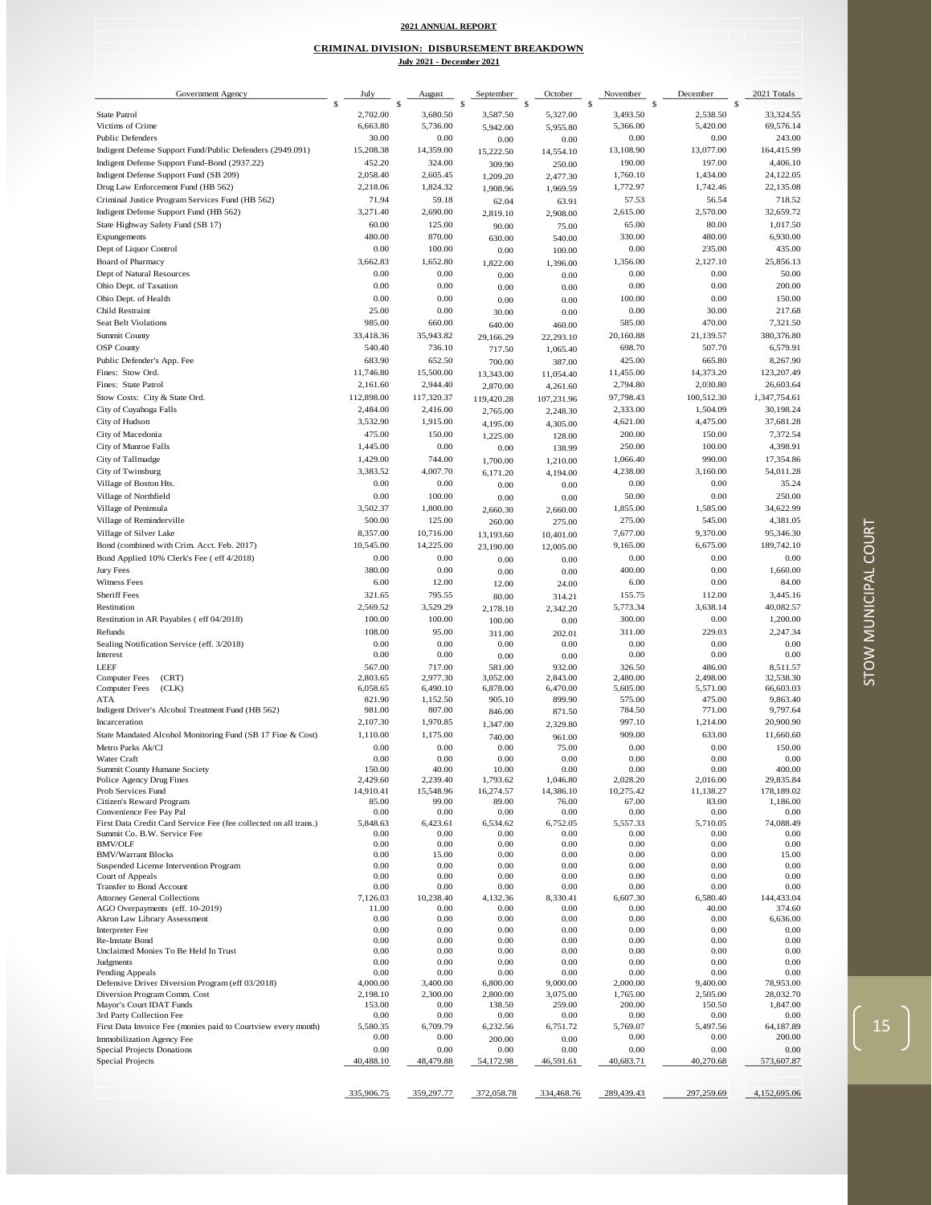**2021 ANNUAL REPORT**

**CRIMINAL DIVISION: DISBURSEMENT BREAKDOWN**

**July 2021 - December 2021**

| Government Agency | July | August | September | October | November | December | 2021 Totals |
|---|---|---|---|---|---|---|---|
| | $ | $ | $ | $ | $ | $ | $ |
| State Patrol | 2,702.00 | 3,680.50 | 3,587.50 | 5,327.00 | 3,493.50 | 2,538.50 | 33,324.55 |
| Victims of Crime | 6,663.80 | 5,736.00 | 5,942.00 | 5,955.80 | 5,366.00 | 5,420.00 | 69,576.14 |
| Public Defenders | 30.00 | 0.00 | 0.00 | 0.00 | 0.00 | 0.00 | 243.00 |
| Indigent Defense Support Fund/Public Defenders (2949.091) | 15,208.38 | 14,359.00 | 15,222.50 | 14,554.10 | 13,108.90 | 13,077.00 | 164,415.99 |
| Indigent Defense Support Fund-Bond (2937.22) | 452.20 | 324.00 | 309.90 | 250.00 | 190.00 | 197.00 | 4,406.10 |
| Indigent Defense Support Fund (SB 209) | 2,058.40 | 2,605.45 | 1,209.20 | 2,477.30 | 1,760.10 | 1,434.00 | 24,122.05 |
| Drug Law Enforcement Fund (HB 562) | 2,218.06 | 1,824.32 | 1,908.96 | 1,969.59 | 1,772.97 | 1,742.46 | 22,135.08 |
| Criminal Justice Program Services Fund (HB 562) | 71.94 | 59.18 | 62.04 | 63.91 | 57.53 | 56.54 | 718.52 |
| Indigent Defense Support Fund (HB 562) | 3,271.40 | 2,690.00 | 2,819.10 | 2,908.00 | 2,615.00 | 2,570.00 | 32,659.72 |
| State Highway Safety Fund (SB 17) | 60.00 | 125.00 | 90.00 | 75.00 | 65.00 | 80.00 | 1,017.50 |
| Expungements | 480.00 | 870.00 | 630.00 | 540.00 | 330.00 | 480.00 | 6,930.00 |
| Dept of Liquor Control | 0.00 | 100.00 | 0.00 | 100.00 | 0.00 | 235.00 | 435.00 |
| Board of Pharmacy | 3,662.83 | 1,652.80 | 1,822.00 | 1,396.00 | 1,356.00 | 2,127.10 | 25,856.13 |
| Dept of Natural Resources | 0.00 | 0.00 | 0.00 | 0.00 | 0.00 | 0.00 | 50.00 |
| Ohio Dept. of Taxation | 0.00 | 0.00 | 0.00 | 0.00 | 0.00 | 0.00 | 200.00 |
| Ohio Dept. of Health | 0.00 | 0.00 | 0.00 | 0.00 | 100.00 | 0.00 | 150.00 |
| Child Restraint | 25.00 | 0.00 | 30.00 | 0.00 | 0.00 | 30.00 | 217.68 |
| Seat Belt Violations | 985.00 | 660.00 | 640.00 | 460.00 | 585.00 | 470.00 | 7,321.50 |
| Summit County | 33,418.36 | 35,943.82 | 29,166.29 | 22,293.10 | 20,160.88 | 21,139.57 | 380,376.80 |
| OSP County | 540.40 | 736.10 | 717.50 | 1,065.40 | 698.70 | 507.70 | 6,579.91 |
| Public Defender's App. Fee | 683.90 | 652.50 | 700.00 | 387.00 | 425.00 | 665.80 | 8,267.90 |
| Fines: Stow Ord. | 11,746.80 | 15,500.00 | 13,343.00 | 11,054.40 | 11,455.00 | 14,373.20 | 123,207.49 |
| Fines: State Patrol | 2,161.60 | 2,944.40 | 2,870.00 | 4,261.60 | 2,794.80 | 2,030.80 | 26,603.64 |
| Stow Costs: City & State Ord. | 112,898.00 | 117,320.37 | 119,420.28 | 107,231.96 | 97,798.43 | 100,512.30 | 1,347,754.61 |
| City of Cuyahoga Falls | 2,484.00 | 2,416.00 | 2,765.00 | 2,248.30 | 2,333.00 | 1,504.09 | 30,198.24 |
| City of Hudson | 3,532.90 | 1,915.00 | 4,195.00 | 4,305.00 | 4,621.00 | 4,475.00 | 37,681.28 |
| City of Macedonia | 475.00 | 150.00 | 1,225.00 | 128.00 | 200.00 | 150.00 | 7,372.54 |
| City of Munroe Falls | 1,445.00 | 0.00 | 0.00 | 138.99 | 250.00 | 100.00 | 4,398.91 |
| City of Tallmadge | 1,429.00 | 744.00 | 1,700.00 | 1,210.00 | 1,066.40 | 990.00 | 17,354.86 |
| City of Twinsburg | 3,383.52 | 4,007.70 | 6,171.20 | 4,194.00 | 4,238.00 | 3,160.00 | 54,011.28 |
| Village of Boston Hts. | 0.00 | 0.00 | 0.00 | 0.00 | 0.00 | 0.00 | 35.24 |
| Village of Northfield | 0.00 | 100.00 | 0.00 | 0.00 | 50.00 | 0.00 | 250.00 |
| Village of Peninsula | 3,502.37 | 1,800.00 | 2,660.30 | 2,660.00 | 1,855.00 | 1,585.00 | 34,622.99 |
| Village of Reminderville | 500.00 | 125.00 | 260.00 | 275.00 | 275.00 | 545.00 | 4,381.05 |
| Village of Silver Lake | 8,357.00 | 10,716.00 | 13,193.60 | 10,401.00 | 7,677.00 | 9,370.00 | 95,346.30 |
| Bond (combined with Crim. Acct. Feb. 2017) | 10,545.00 | 14,225.00 | 23,190.00 | 12,005.00 | 9,165.00 | 6,675.00 | 189,742.10 |
| Bond Applied 10% Clerk's Fee ( eff 4/2018) | 0.00 | 0.00 | 0.00 | 0.00 | 0.00 | 0.00 | 0.00 |
| Jury Fees | 380.00 | 0.00 | 0.00 | 0.00 | 400.00 | 0.00 | 1,660.00 |
| Witness Fees | 6.00 | 12.00 | 12.00 | 24.00 | 6.00 | 0.00 | 84.00 |
| Sheriff Fees | 321.65 | 795.55 | 80.00 | 314.21 | 155.75 | 112.00 | 3,445.16 |
| Restitution | 2,569.52 | 3,529.29 | 2,178.10 | 2,342.20 | 5,773.34 | 3,638.14 | 40,082.57 |
| Restitution in AR Payables ( eff 04/2018) | 100.00 | 100.00 | 100.00 | 0.00 | 300.00 | 0.00 | 1,200.00 |
| Refunds | 108.00 | 95.00 | 311.00 | 202.01 | 311.00 | 229.03 | 2,247.34 |
| Sealing Notification Service (eff. 3/2018) | 0.00 | 0.00 | 0.00 | 0.00 | 0.00 | 0.00 | 0.00 |
| Interest | 0.00 | 0.00 | 0.00 | 0.00 | 0.00 | 0.00 | 0.00 |
| LEEF | 567.00 | 717.00 | 581.00 | 932.00 | 326.50 | 486.00 | 8,511.57 |
| Computer Fees (CRT) | 2,803.65 | 2,977.30 | 3,052.00 | 2,843.00 | 2,480.00 | 2,498.00 | 32,538.30 |
| Computer Fees (CLK) | 6,058.65 | 6,490.10 | 6,878.00 | 6,470.00 | 5,605.00 | 5,571.00 | 66,603.03 |
| ATA | 821.90 | 1,152.50 | 905.10 | 899.90 | 575.00 | 475.00 | 9,863.40 |
| Indigent Driver's Alcohol Treatment Fund (HB 562) | 981.00 | 807.00 | 846.00 | 871.50 | 784.50 | 771.00 | 9,797.64 |
| Incarceration | 2,107.30 | 1,970.85 | 1,347.00 | 2,329.80 | 997.10 | 1,214.00 | 20,900.90 |
| State Mandated Alcohol Monitoring Fund (SB 17 Fine & Cost) | 1,110.00 | 1,175.00 | 740.00 | 961.00 | 909.00 | 633.00 | 11,660.60 |
| Metro Parks Ak/Cl | 0.00 | 0.00 | 0.00 | 75.00 | 0.00 | 0.00 | 150.00 |
| Water Craft | 0.00 | 0.00 | 0.00 | 0.00 | 0.00 | 0.00 | 0.00 |
| Summit County Humane Society | 150.00 | 40.00 | 10.00 | 0.00 | 0.00 | 0.00 | 400.00 |
| Police Agency Drug Fines | 2,429.60 | 2,239.40 | 1,793.62 | 1,046.80 | 2,028.20 | 2,016.00 | 29,835.84 |
| Prob Services Fund | 14,910.41 | 15,548.96 | 16,274.57 | 14,386.10 | 10,275.42 | 11,138.27 | 178,189.02 |
| Citizen's Reward Program | 85.00 | 99.00 | 89.00 | 76.00 | 67.00 | 83.00 | 1,186.00 |
| Convenience Fee Pay Pal | 0.00 | 0.00 | 0.00 | 0.00 | 0.00 | 0.00 | 0.00 |
| First Data Credit Card Service Fee (fee collected on all trans.) | 5,848.63 | 6,423.61 | 6,534.62 | 6,752.05 | 5,557.33 | 5,710.05 | 74,088.49 |
| Summit Co. B.W. Service Fee | 0.00 | 0.00 | 0.00 | 0.00 | 0.00 | 0.00 | 0.00 |
| BMV/OLF | 0.00 | 0.00 | 0.00 | 0.00 | 0.00 | 0.00 | 0.00 |
| BMV/Warrant Blocks | 0.00 | 15.00 | 0.00 | 0.00 | 0.00 | 0.00 | 15.00 |
| Suspended License Intervention Program | 0.00 | 0.00 | 0.00 | 0.00 | 0.00 | 0.00 | 0.00 |
| Court of Appeals | 0.00 | 0.00 | 0.00 | 0.00 | 0.00 | 0.00 | 0.00 |
| Transfer to Bond Account | 0.00 | 0.00 | 0.00 | 0.00 | 0.00 | 0.00 | 0.00 |
| Attorney General Collections | 7,126.03 | 10,238.40 | 4,132.36 | 8,330.41 | 6,607.30 | 6,580.40 | 144,433.04 |
| AGO Overpayments (eff. 10-2019) | 11.00 | 0.00 | 0.00 | 0.00 | 0.00 | 40.00 | 374.60 |
| Akron Law Library Assessment | 0.00 | 0.00 | 0.00 | 0.00 | 0.00 | 0.00 | 6,636.00 |
| Interpreter Fee | 0.00 | 0.00 | 0.00 | 0.00 | 0.00 | 0.00 | 0.00 |
| Re-Instate Bond | 0.00 | 0.00 | 0.00 | 0.00 | 0.00 | 0.00 | 0.00 |
| Unclaimed Monies To Be Held In Trust | 0.00 | 0.00 | 0.00 | 0.00 | 0.00 | 0.00 | 0.00 |
| Judgments | 0.00 | 0.00 | 0.00 | 0.00 | 0.00 | 0.00 | 0.00 |
| Pending Appeals | 0.00 | 0.00 | 0.00 | 0.00 | 0.00 | 0.00 | 0.00 |
| Defensive Driver Diversion Program (eff 03/2018) | 4,000.00 | 3,400.00 | 6,800.00 | 9,000.00 | 2,000.00 | 9,400.00 | 78,953.00 |
| Diversion Program Comm. Cost | 2,198.10 | 2,300.00 | 2,800.00 | 3,075.00 | 1,765.00 | 2,505.00 | 28,032.70 |
| Mayor's Court IDAT Funds | 153.00 | 0.00 | 138.50 | 259.00 | 200.00 | 150.50 | 1,847.00 |
| 3rd Party Collection Fee | 0.00 | 0.00 | 0.00 | 0.00 | 0.00 | 0.00 | 0.00 |
| First Data Invoice Fee (monies paid to Courtview every month) | 5,580.35 | 6,709.79 | 6,232.56 | 6,751.72 | 5,769.07 | 5,497.56 | 64,187.89 |
| Immobilization Agency Fee | 0.00 | 0.00 | 200.00 | 0.00 | 0.00 | 0.00 | 200.00 |
| Special Projects Donations | 0.00 | 0.00 | 0.00 | 0.00 | 0.00 | 0.00 | 0.00 |
| Special Projects | 40,488.10 | 48,479.88 | 54,172.98 | 46,591.61 | 40,683.71 | 40,270.68 | 573,607.87 |
| | 335,906.75 | 359,297.77 | 372,058.78 | 334,468.76 | 289,439.43 | 297,259.69 | 4,152,695.06 |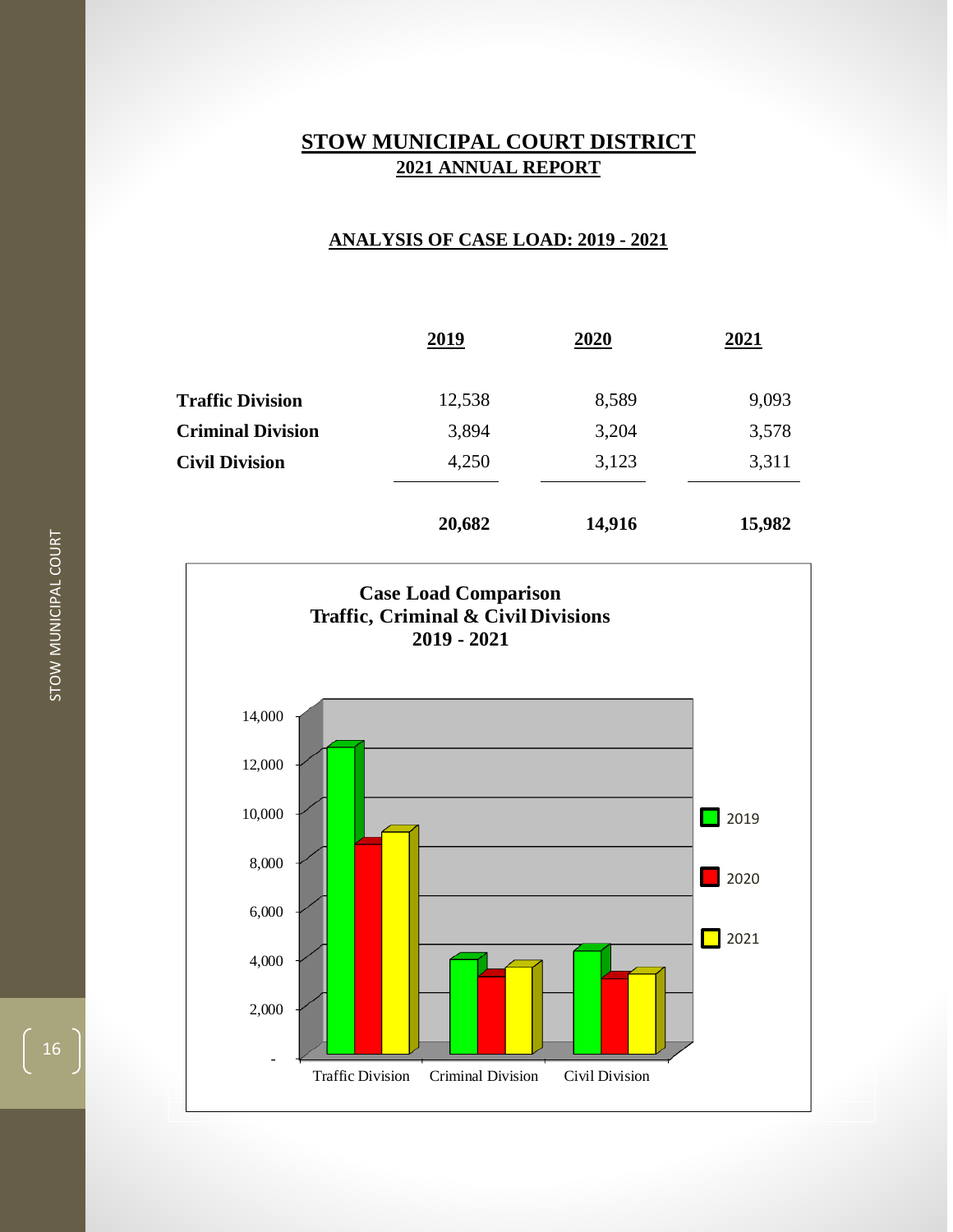# STOW MUNICIPAL COURT DISTRICT

## 2021 ANNUAL REPORT

### ANALYSIS OF CASE LOAD: 2019 - 2021

| | 2019 | 2020 | 2021 |
|---|---|---|---|
| **Traffic Division** | 12,538 | 8,589 | 9,093 |
| **Criminal Division** | 3,894 | 3,204 | 3,578 |
| **Civil Division** | 4,250 | 3,123 | 3,311 |
| | **20,682** | **14,916** | **15,982** |

**Case Load Comparison**
**Traffic, Criminal & Civil Divisions**
**2019 - 2021**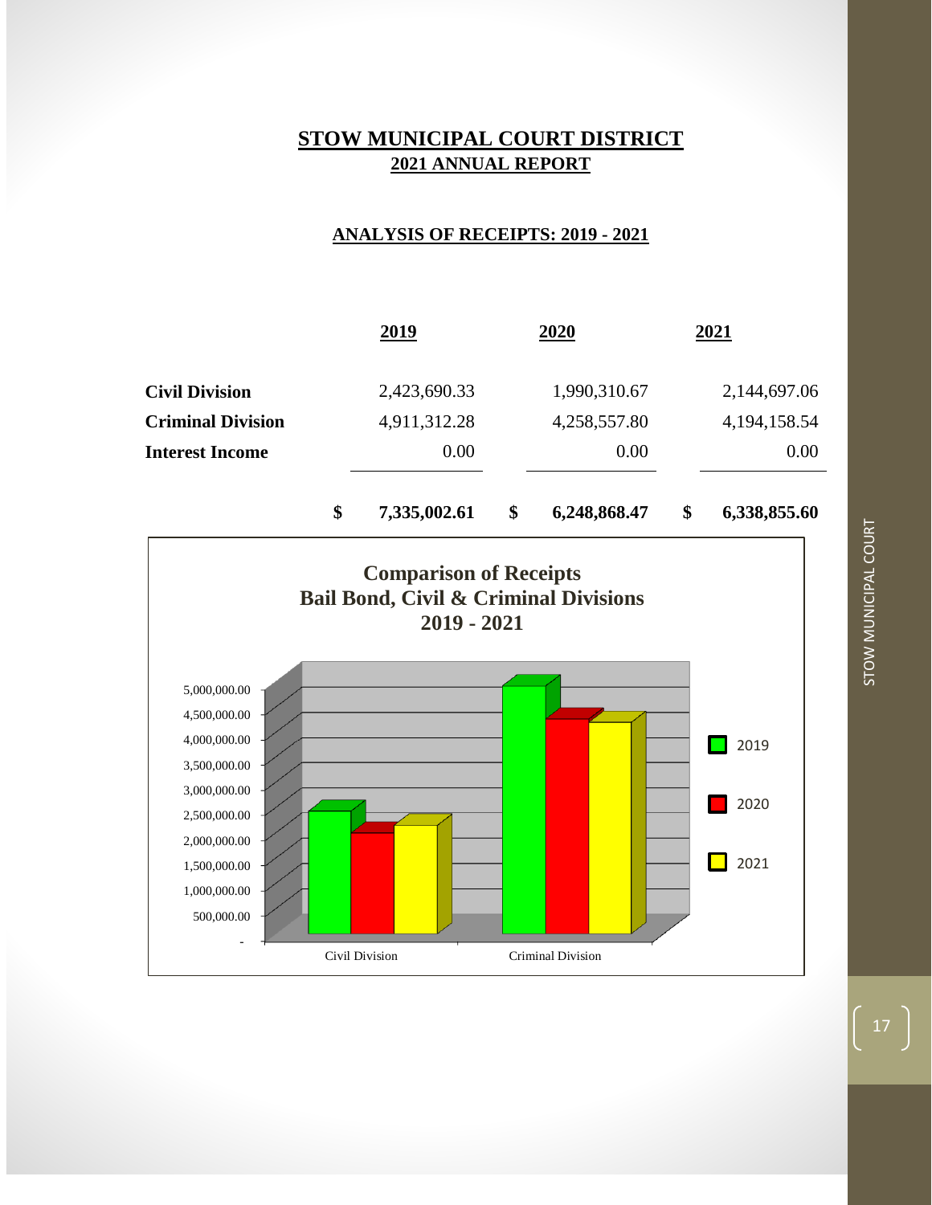# STOW MUNICIPAL COURT DISTRICT
## 2021 ANNUAL REPORT

### ANALYSIS OF RECEIPTS: 2019 - 2021

| | 2019 | 2020 | 2021 |
|---|---|---|---|
| **Civil Division** | 2,423,690.33 | 1,990,310.67 | 2,144,697.06 |
| **Criminal Division** | 4,911,312.28 | 4,258,557.80 | 4,194,158.54 |
| **Interest Income** | 0.00 | 0.00 | 0.00 |
| | **$ 7,335,002.61** | **$ 6,248,868.47** | **$ 6,338,855.60** |

**Comparison of Receipts**
**Bail Bond, Civil & Criminal Divisions**
**2019 - 2021**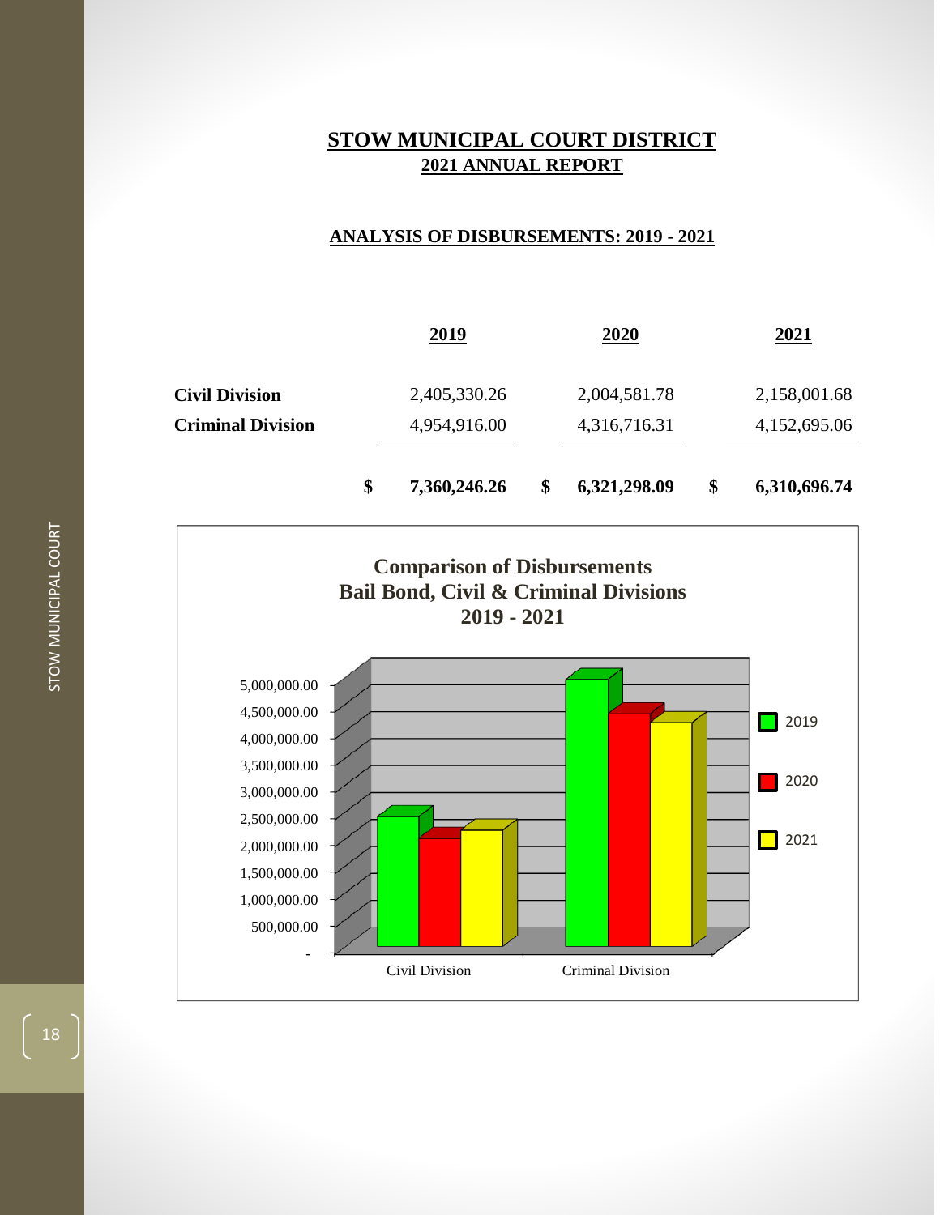# STOW MUNICIPAL COURT DISTRICT
## 2021 ANNUAL REPORT

### ANALYSIS OF DISBURSEMENTS: 2019 - 2021

| | 2019 | 2020 | 2021 |
|---|---|---|---|
| **Civil Division** | 2,405,330.26 | 2,004,581.78 | 2,158,001.68 |
| **Criminal Division** | 4,954,916.00 | 4,316,716.31 | 4,152,695.06 |
| | **$ 7,360,246.26** | **$ 6,321,298.09** | **$ 6,310,696.74** |

**Comparison of Disbursements**
**Bail Bond, Civil & Criminal Divisions**
**2019 - 2021**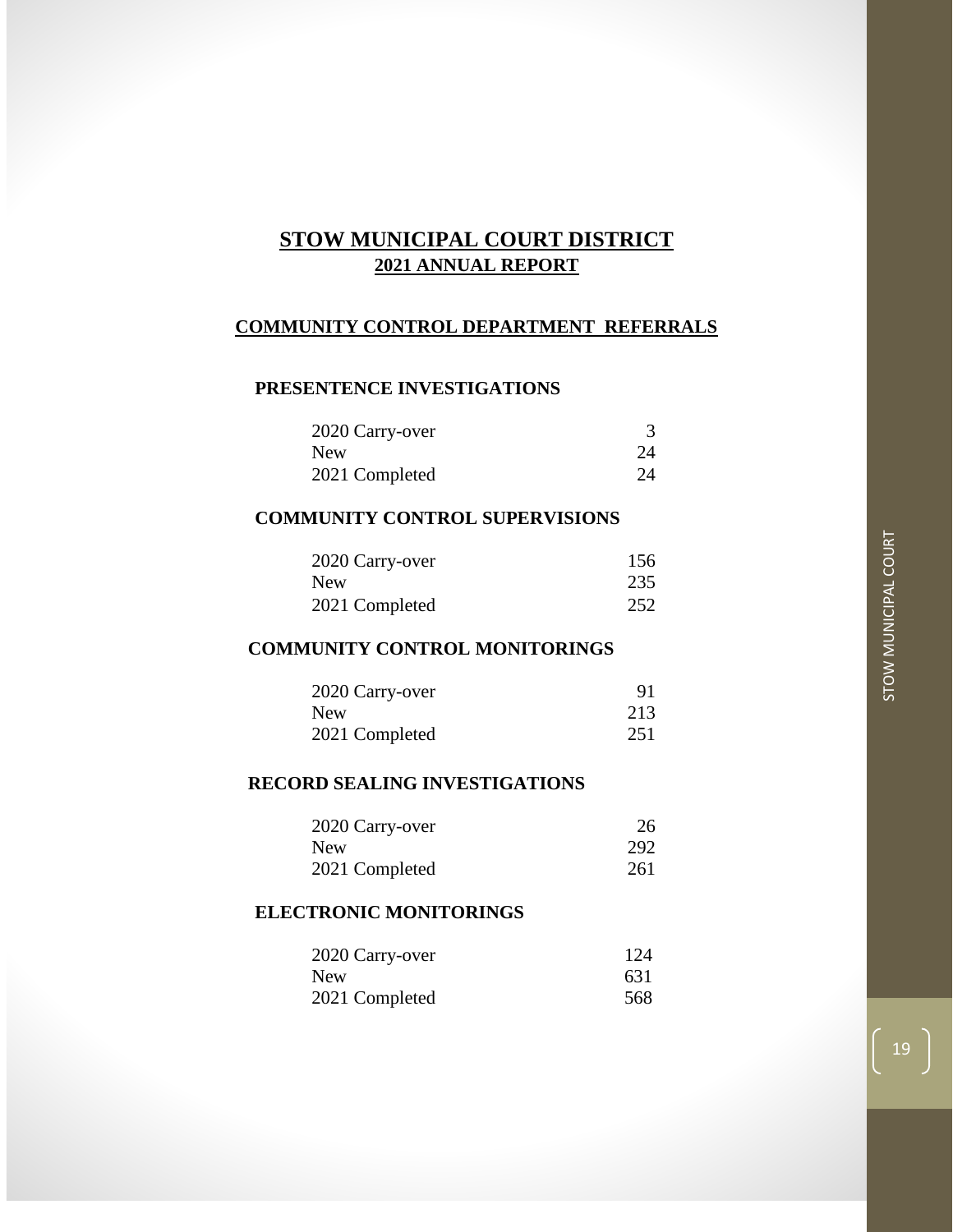# STOW MUNICIPAL COURT DISTRICT

## 2021 ANNUAL REPORT

## COMMUNITY CONTROL DEPARTMENT REFERRALS

### PRESENTENCE INVESTIGATIONS

| | |
|---|---|
| 2020 Carry-over | 3 |
| New | 24 |
| 2021 Completed | 24 |

### COMMUNITY CONTROL SUPERVISIONS

| | |
|---|---|
| 2020 Carry-over | 156 |
| New | 235 |
| 2021 Completed | 252 |

### COMMUNITY CONTROL MONITORINGS

| | |
|---|---|
| 2020 Carry-over | 91 |
| New | 213 |
| 2021 Completed | 251 |

### RECORD SEALING INVESTIGATIONS

| | |
|---|---|
| 2020 Carry-over | 26 |
| New | 292 |
| 2021 Completed | 261 |

### ELECTRONIC MONITORINGS

| | |
|---|---|
| 2020 Carry-over | 124 |
| New | 631 |
| 2021 Completed | 568 |